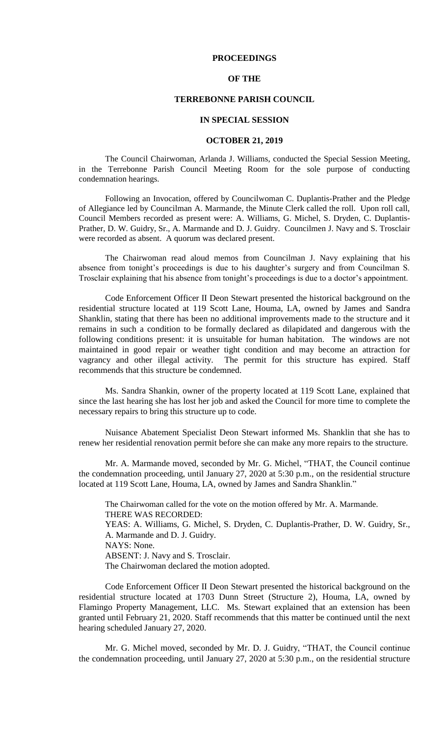# PROCEEDINGS

# OF THE

# TERREBONNE PARISH COUNCIL

# IN SPECIAL SESSION

# OCTOBER 21, 2019

The Council Chairwoman, Arlanda J. Williams, conducted the Special Session Meeting, in the Terrebonne Parish Council Meeting Room for the sole purpose of conducting condemnation hearings.

Following an Invocation, offered by Councilwoman C. Duplantis-Prather and the Pledge of Allegiance led by Councilman A. Marmande, the Minute Clerk called the roll. Upon roll call, Council Members recorded as present were: A. Williams, G. Michel, S. Dryden, C. Duplantis-Prather, D. W. Guidry, Sr., A. Marmande and D. J. Guidry. Councilmen J. Navy and S. Trosclair were recorded as absent. A quorum was declared present.

The Chairwoman read aloud memos from Councilman J. Navy explaining that his absence from tonight's proceedings is due to his daughter's surgery and from Councilman S. Trosclair explaining that his absence from tonight's proceedings is due to a doctor's appointment.

Code Enforcement Officer II Deon Stewart presented the historical background on the residential structure located at 119 Scott Lane, Houma, LA, owned by James and Sandra Shanklin, stating that there has been no additional improvements made to the structure and it remains in such a condition to be formally declared as dilapidated and dangerous with the following conditions present: it is unsuitable for human habitation. The windows are not maintained in good repair or weather tight condition and may become an attraction for vagrancy and other illegal activity. The permit for this structure has expired. Staff recommends that this structure be condemned.

Ms. Sandra Shankin, owner of the property located at 119 Scott Lane, explained that since the last hearing she has lost her job and asked the Council for more time to complete the necessary repairs to bring this structure up to code.

Nuisance Abatement Specialist Deon Stewart informed Ms. Shanklin that she has to renew her residential renovation permit before she can make any more repairs to the structure.

Mr. A. Marmande moved, seconded by Mr. G. Michel, "THAT, the Council continue the condemnation proceeding, until January 27, 2020 at 5:30 p.m., on the residential structure located at 119 Scott Lane, Houma, LA, owned by James and Sandra Shanklin."

The Chairwoman called for the vote on the motion offered by Mr. A. Marmande.
THERE WAS RECORDED:
YEAS: A. Williams, G. Michel, S. Dryden, C. Duplantis-Prather, D. W. Guidry, Sr., A. Marmande and D. J. Guidry.
NAYS: None.
ABSENT: J. Navy and S. Trosclair.
The Chairwoman declared the motion adopted.

Code Enforcement Officer II Deon Stewart presented the historical background on the residential structure located at 1703 Dunn Street (Structure 2), Houma, LA, owned by Flamingo Property Management, LLC. Ms. Stewart explained that an extension has been granted until February 21, 2020. Staff recommends that this matter be continued until the next hearing scheduled January 27, 2020.

Mr. G. Michel moved, seconded by Mr. D. J. Guidry, "THAT, the Council continue the condemnation proceeding, until January 27, 2020 at 5:30 p.m., on the residential structure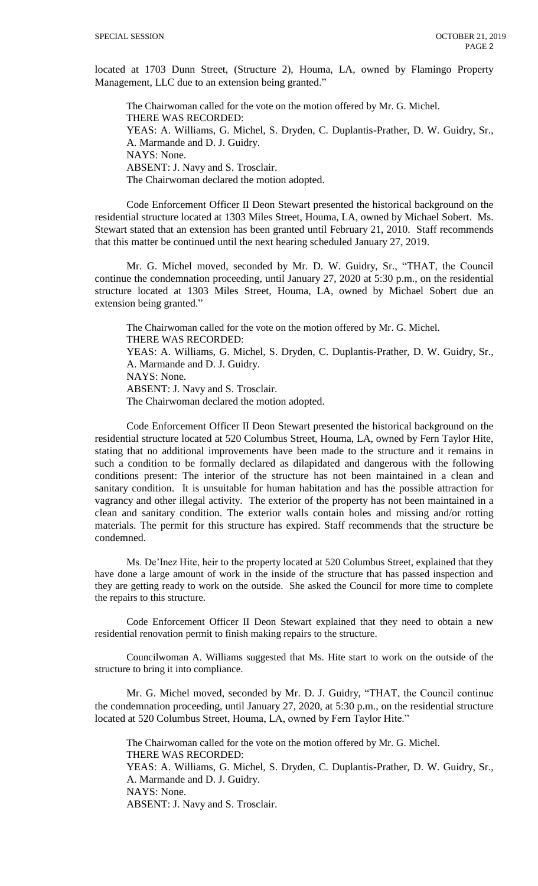located at 1703 Dunn Street, (Structure 2), Houma, LA, owned by Flamingo Property Management, LLC due to an extension being granted."

The Chairwoman called for the vote on the motion offered by Mr. G. Michel.
THERE WAS RECORDED:
YEAS: A. Williams, G. Michel, S. Dryden, C. Duplantis-Prather, D. W. Guidry, Sr., A. Marmande and D. J. Guidry.
NAYS: None.
ABSENT: J. Navy and S. Trosclair.
The Chairwoman declared the motion adopted.

Code Enforcement Officer II Deon Stewart presented the historical background on the residential structure located at 1303 Miles Street, Houma, LA, owned by Michael Sobert. Ms. Stewart stated that an extension has been granted until February 21, 2010. Staff recommends that this matter be continued until the next hearing scheduled January 27, 2019.

Mr. G. Michel moved, seconded by Mr. D. W. Guidry, Sr., "THAT, the Council continue the condemnation proceeding, until January 27, 2020 at 5:30 p.m., on the residential structure located at 1303 Miles Street, Houma, LA, owned by Michael Sobert due an extension being granted."

The Chairwoman called for the vote on the motion offered by Mr. G. Michel.
THERE WAS RECORDED:
YEAS: A. Williams, G. Michel, S. Dryden, C. Duplantis-Prather, D. W. Guidry, Sr., A. Marmande and D. J. Guidry.
NAYS: None.
ABSENT: J. Navy and S. Trosclair.
The Chairwoman declared the motion adopted.

Code Enforcement Officer II Deon Stewart presented the historical background on the residential structure located at 520 Columbus Street, Houma, LA, owned by Fern Taylor Hite, stating that no additional improvements have been made to the structure and it remains in such a condition to be formally declared as dilapidated and dangerous with the following conditions present: The interior of the structure has not been maintained in a clean and sanitary condition. It is unsuitable for human habitation and has the possible attraction for vagrancy and other illegal activity. The exterior of the property has not been maintained in a clean and sanitary condition. The exterior walls contain holes and missing and/or rotting materials. The permit for this structure has expired. Staff recommends that the structure be condemned.

Ms. De'Inez Hite, heir to the property located at 520 Columbus Street, explained that they have done a large amount of work in the inside of the structure that has passed inspection and they are getting ready to work on the outside. She asked the Council for more time to complete the repairs to this structure.

Code Enforcement Officer II Deon Stewart explained that they need to obtain a new residential renovation permit to finish making repairs to the structure.

Councilwoman A. Williams suggested that Ms. Hite start to work on the outside of the structure to bring it into compliance.

Mr. G. Michel moved, seconded by Mr. D. J. Guidry, "THAT, the Council continue the condemnation proceeding, until January 27, 2020, at 5:30 p.m., on the residential structure located at 520 Columbus Street, Houma, LA, owned by Fern Taylor Hite."

The Chairwoman called for the vote on the motion offered by Mr. G. Michel.
THERE WAS RECORDED:
YEAS: A. Williams, G. Michel, S. Dryden, C. Duplantis-Prather, D. W. Guidry, Sr., A. Marmande and D. J. Guidry.
NAYS: None.
ABSENT: J. Navy and S. Trosclair.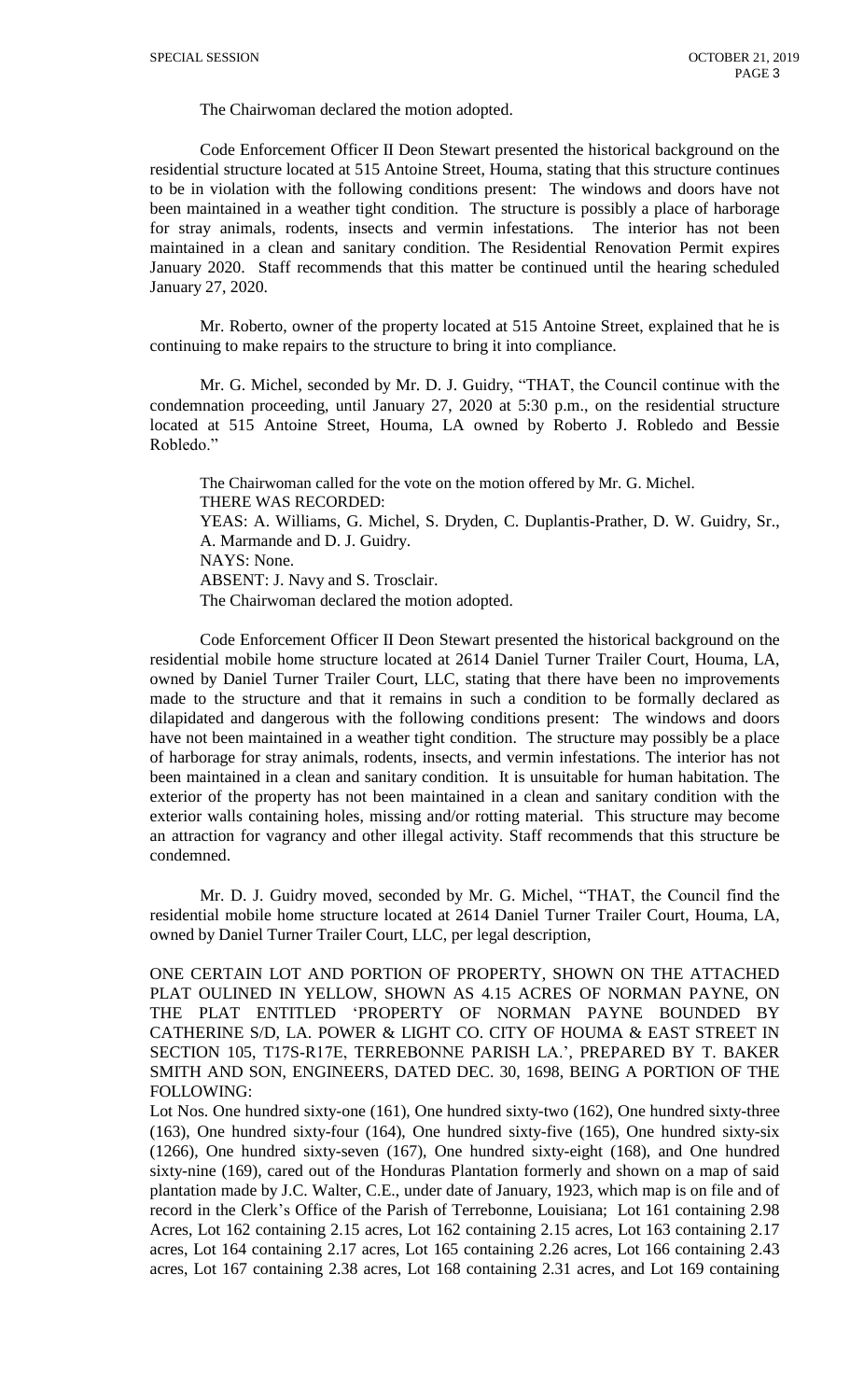The Chairwoman declared the motion adopted.

Code Enforcement Officer II Deon Stewart presented the historical background on the residential structure located at 515 Antoine Street, Houma, stating that this structure continues to be in violation with the following conditions present: The windows and doors have not been maintained in a weather tight condition. The structure is possibly a place of harborage for stray animals, rodents, insects and vermin infestations. The interior has not been maintained in a clean and sanitary condition. The Residential Renovation Permit expires January 2020. Staff recommends that this matter be continued until the hearing scheduled January 27, 2020.

Mr. Roberto, owner of the property located at 515 Antoine Street, explained that he is continuing to make repairs to the structure to bring it into compliance.

Mr. G. Michel, seconded by Mr. D. J. Guidry, "THAT, the Council continue with the condemnation proceeding, until January 27, 2020 at 5:30 p.m., on the residential structure located at 515 Antoine Street, Houma, LA owned by Roberto J. Robledo and Bessie Robledo."

The Chairwoman called for the vote on the motion offered by Mr. G. Michel.
THERE WAS RECORDED:
YEAS: A. Williams, G. Michel, S. Dryden, C. Duplantis-Prather, D. W. Guidry, Sr., A. Marmande and D. J. Guidry.
NAYS: None.
ABSENT: J. Navy and S. Trosclair.
The Chairwoman declared the motion adopted.

Code Enforcement Officer II Deon Stewart presented the historical background on the residential mobile home structure located at 2614 Daniel Turner Trailer Court, Houma, LA, owned by Daniel Turner Trailer Court, LLC, stating that there have been no improvements made to the structure and that it remains in such a condition to be formally declared as dilapidated and dangerous with the following conditions present: The windows and doors have not been maintained in a weather tight condition. The structure may possibly be a place of harborage for stray animals, rodents, insects, and vermin infestations. The interior has not been maintained in a clean and sanitary condition. It is unsuitable for human habitation. The exterior of the property has not been maintained in a clean and sanitary condition with the exterior walls containing holes, missing and/or rotting material. This structure may become an attraction for vagrancy and other illegal activity. Staff recommends that this structure be condemned.

Mr. D. J. Guidry moved, seconded by Mr. G. Michel, "THAT, the Council find the residential mobile home structure located at 2614 Daniel Turner Trailer Court, Houma, LA, owned by Daniel Turner Trailer Court, LLC, per legal description,

ONE CERTAIN LOT AND PORTION OF PROPERTY, SHOWN ON THE ATTACHED PLAT OULINED IN YELLOW, SHOWN AS 4.15 ACRES OF NORMAN PAYNE, ON THE PLAT ENTITLED 'PROPERTY OF NORMAN PAYNE BOUNDED BY CATHERINE S/D, LA. POWER & LIGHT CO. CITY OF HOUMA & EAST STREET IN SECTION 105, T17S-R17E, TERREBONNE PARISH LA.', PREPARED BY T. BAKER SMITH AND SON, ENGINEERS, DATED DEC. 30, 1698, BEING A PORTION OF THE FOLLOWING:

Lot Nos. One hundred sixty-one (161), One hundred sixty-two (162), One hundred sixty-three (163), One hundred sixty-four (164), One hundred sixty-five (165), One hundred sixty-six (1266), One hundred sixty-seven (167), One hundred sixty-eight (168), and One hundred sixty-nine (169), cared out of the Honduras Plantation formerly and shown on a map of said plantation made by J.C. Walter, C.E., under date of January, 1923, which map is on file and of record in the Clerk's Office of the Parish of Terrebonne, Louisiana; Lot 161 containing 2.98 Acres, Lot 162 containing 2.15 acres, Lot 162 containing 2.15 acres, Lot 163 containing 2.17 acres, Lot 164 containing 2.17 acres, Lot 165 containing 2.26 acres, Lot 166 containing 2.43 acres, Lot 167 containing 2.38 acres, Lot 168 containing 2.31 acres, and Lot 169 containing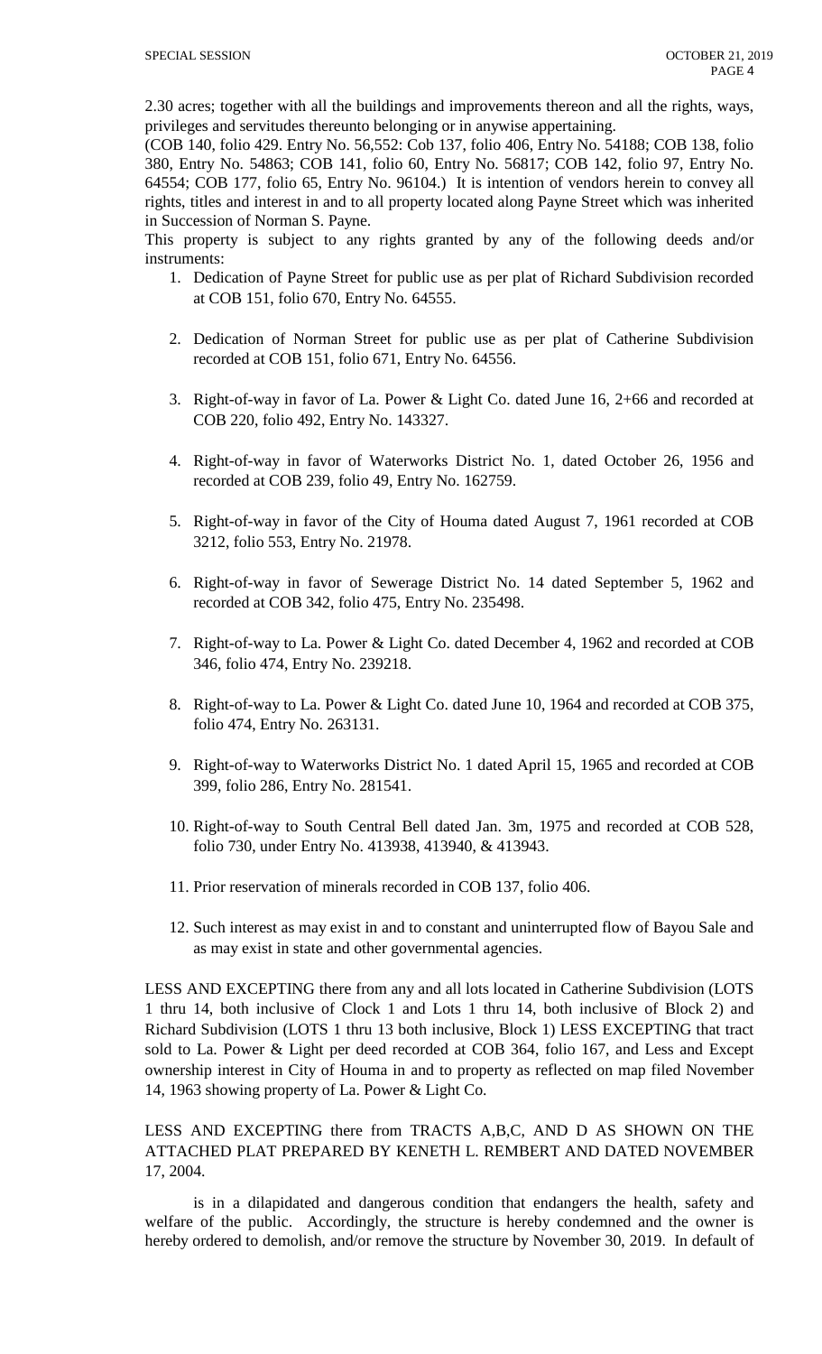2.30 acres; together with all the buildings and improvements thereon and all the rights, ways, privileges and servitudes thereunto belonging or in anywise appertaining.

(COB 140, folio 429. Entry No. 56,552: Cob 137, folio 406, Entry No. 54188; COB 138, folio 380, Entry No. 54863; COB 141, folio 60, Entry No. 56817; COB 142, folio 97, Entry No. 64554; COB 177, folio 65, Entry No. 96104.) It is intention of vendors herein to convey all rights, titles and interest in and to all property located along Payne Street which was inherited in Succession of Norman S. Payne.

This property is subject to any rights granted by any of the following deeds and/or instruments:

1. Dedication of Payne Street for public use as per plat of Richard Subdivision recorded at COB 151, folio 670, Entry No. 64555.

2. Dedication of Norman Street for public use as per plat of Catherine Subdivision recorded at COB 151, folio 671, Entry No. 64556.

3. Right-of-way in favor of La. Power & Light Co. dated June 16, 2+66 and recorded at COB 220, folio 492, Entry No. 143327.

4. Right-of-way in favor of Waterworks District No. 1, dated October 26, 1956 and recorded at COB 239, folio 49, Entry No. 162759.

5. Right-of-way in favor of the City of Houma dated August 7, 1961 recorded at COB 3212, folio 553, Entry No. 21978.

6. Right-of-way in favor of Sewerage District No. 14 dated September 5, 1962 and recorded at COB 342, folio 475, Entry No. 235498.

7. Right-of-way to La. Power & Light Co. dated December 4, 1962 and recorded at COB 346, folio 474, Entry No. 239218.

8. Right-of-way to La. Power & Light Co. dated June 10, 1964 and recorded at COB 375, folio 474, Entry No. 263131.

9. Right-of-way to Waterworks District No. 1 dated April 15, 1965 and recorded at COB 399, folio 286, Entry No. 281541.

10. Right-of-way to South Central Bell dated Jan. 3m, 1975 and recorded at COB 528, folio 730, under Entry No. 413938, 413940, & 413943.

11. Prior reservation of minerals recorded in COB 137, folio 406.

12. Such interest as may exist in and to constant and uninterrupted flow of Bayou Sale and as may exist in state and other governmental agencies.

LESS AND EXCEPTING there from any and all lots located in Catherine Subdivision (LOTS 1 thru 14, both inclusive of Clock 1 and Lots 1 thru 14, both inclusive of Block 2) and Richard Subdivision (LOTS 1 thru 13 both inclusive, Block 1) LESS EXCEPTING that tract sold to La. Power & Light per deed recorded at COB 364, folio 167, and Less and Except ownership interest in City of Houma in and to property as reflected on map filed November 14, 1963 showing property of La. Power & Light Co.

LESS AND EXCEPTING there from TRACTS A,B,C, AND D AS SHOWN ON THE ATTACHED PLAT PREPARED BY KENETH L. REMBERT AND DATED NOVEMBER 17, 2004.

is in a dilapidated and dangerous condition that endangers the health, safety and welfare of the public. Accordingly, the structure is hereby condemned and the owner is hereby ordered to demolish, and/or remove the structure by November 30, 2019. In default of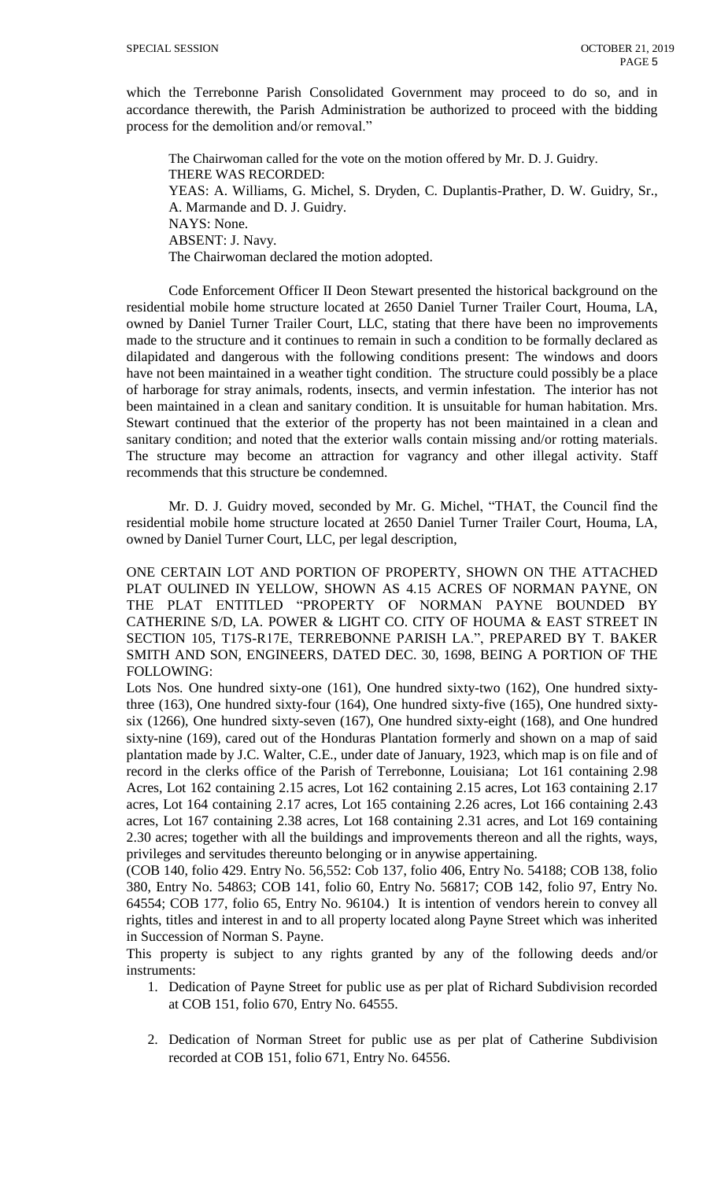which the Terrebonne Parish Consolidated Government may proceed to do so, and in accordance therewith, the Parish Administration be authorized to proceed with the bidding process for the demolition and/or removal."

The Chairwoman called for the vote on the motion offered by Mr. D. J. Guidry.
THERE WAS RECORDED:
YEAS: A. Williams, G. Michel, S. Dryden, C. Duplantis-Prather, D. W. Guidry, Sr., A. Marmande and D. J. Guidry.
NAYS: None.
ABSENT: J. Navy.
The Chairwoman declared the motion adopted.

Code Enforcement Officer II Deon Stewart presented the historical background on the residential mobile home structure located at 2650 Daniel Turner Trailer Court, Houma, LA, owned by Daniel Turner Trailer Court, LLC, stating that there have been no improvements made to the structure and it continues to remain in such a condition to be formally declared as dilapidated and dangerous with the following conditions present: The windows and doors have not been maintained in a weather tight condition. The structure could possibly be a place of harborage for stray animals, rodents, insects, and vermin infestation. The interior has not been maintained in a clean and sanitary condition. It is unsuitable for human habitation. Mrs. Stewart continued that the exterior of the property has not been maintained in a clean and sanitary condition; and noted that the exterior walls contain missing and/or rotting materials. The structure may become an attraction for vagrancy and other illegal activity. Staff recommends that this structure be condemned.

Mr. D. J. Guidry moved, seconded by Mr. G. Michel, "THAT, the Council find the residential mobile home structure located at 2650 Daniel Turner Trailer Court, Houma, LA, owned by Daniel Turner Court, LLC, per legal description,

ONE CERTAIN LOT AND PORTION OF PROPERTY, SHOWN ON THE ATTACHED PLAT OULINED IN YELLOW, SHOWN AS 4.15 ACRES OF NORMAN PAYNE, ON THE PLAT ENTITLED "PROPERTY OF NORMAN PAYNE BOUNDED BY CATHERINE S/D, LA. POWER & LIGHT CO. CITY OF HOUMA & EAST STREET IN SECTION 105, T17S-R17E, TERREBONNE PARISH LA.", PREPARED BY T. BAKER SMITH AND SON, ENGINEERS, DATED DEC. 30, 1698, BEING A PORTION OF THE FOLLOWING:

Lots Nos. One hundred sixty-one (161), One hundred sixty-two (162), One hundred sixty-three (163), One hundred sixty-four (164), One hundred sixty-five (165), One hundred sixty-six (1266), One hundred sixty-seven (167), One hundred sixty-eight (168), and One hundred sixty-nine (169), cared out of the Honduras Plantation formerly and shown on a map of said plantation made by J.C. Walter, C.E., under date of January, 1923, which map is on file and of record in the clerks office of the Parish of Terrebonne, Louisiana; Lot 161 containing 2.98 Acres, Lot 162 containing 2.15 acres, Lot 162 containing 2.15 acres, Lot 163 containing 2.17 acres, Lot 164 containing 2.17 acres, Lot 165 containing 2.26 acres, Lot 166 containing 2.43 acres, Lot 167 containing 2.38 acres, Lot 168 containing 2.31 acres, and Lot 169 containing 2.30 acres; together with all the buildings and improvements thereon and all the rights, ways, privileges and servitudes thereunto belonging or in anywise appertaining.

(COB 140, folio 429. Entry No. 56,552: Cob 137, folio 406, Entry No. 54188; COB 138, folio 380, Entry No. 54863; COB 141, folio 60, Entry No. 56817; COB 142, folio 97, Entry No. 64554; COB 177, folio 65, Entry No. 96104.) It is intention of vendors herein to convey all rights, titles and interest in and to all property located along Payne Street which was inherited in Succession of Norman S. Payne.

This property is subject to any rights granted by any of the following deeds and/or instruments:

1. Dedication of Payne Street for public use as per plat of Richard Subdivision recorded at COB 151, folio 670, Entry No. 64555.

2. Dedication of Norman Street for public use as per plat of Catherine Subdivision recorded at COB 151, folio 671, Entry No. 64556.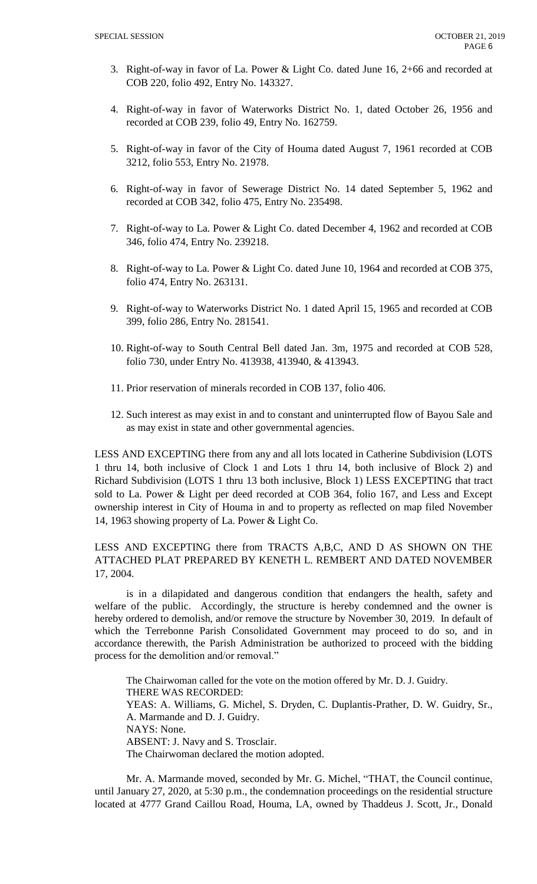3. Right-of-way in favor of La. Power & Light Co. dated June 16, 2+66 and recorded at COB 220, folio 492, Entry No. 143327.

4. Right-of-way in favor of Waterworks District No. 1, dated October 26, 1956 and recorded at COB 239, folio 49, Entry No. 162759.

5. Right-of-way in favor of the City of Houma dated August 7, 1961 recorded at COB 3212, folio 553, Entry No. 21978.

6. Right-of-way in favor of Sewerage District No. 14 dated September 5, 1962 and recorded at COB 342, folio 475, Entry No. 235498.

7. Right-of-way to La. Power & Light Co. dated December 4, 1962 and recorded at COB 346, folio 474, Entry No. 239218.

8. Right-of-way to La. Power & Light Co. dated June 10, 1964 and recorded at COB 375, folio 474, Entry No. 263131.

9. Right-of-way to Waterworks District No. 1 dated April 15, 1965 and recorded at COB 399, folio 286, Entry No. 281541.

10. Right-of-way to South Central Bell dated Jan. 3m, 1975 and recorded at COB 528, folio 730, under Entry No. 413938, 413940, & 413943.

11. Prior reservation of minerals recorded in COB 137, folio 406.

12. Such interest as may exist in and to constant and uninterrupted flow of Bayou Sale and as may exist in state and other governmental agencies.

LESS AND EXCEPTING there from any and all lots located in Catherine Subdivision (LOTS 1 thru 14, both inclusive of Clock 1 and Lots 1 thru 14, both inclusive of Block 2) and Richard Subdivision (LOTS 1 thru 13 both inclusive, Block 1) LESS EXCEPTING that tract sold to La. Power & Light per deed recorded at COB 364, folio 167, and Less and Except ownership interest in City of Houma in and to property as reflected on map filed November 14, 1963 showing property of La. Power & Light Co.

LESS AND EXCEPTING there from TRACTS A,B,C, AND D AS SHOWN ON THE ATTACHED PLAT PREPARED BY KENETH L. REMBERT AND DATED NOVEMBER 17, 2004.

is in a dilapidated and dangerous condition that endangers the health, safety and welfare of the public. Accordingly, the structure is hereby condemned and the owner is hereby ordered to demolish, and/or remove the structure by November 30, 2019. In default of which the Terrebonne Parish Consolidated Government may proceed to do so, and in accordance therewith, the Parish Administration be authorized to proceed with the bidding process for the demolition and/or removal."

The Chairwoman called for the vote on the motion offered by Mr. D. J. Guidry.
THERE WAS RECORDED:
YEAS: A. Williams, G. Michel, S. Dryden, C. Duplantis-Prather, D. W. Guidry, Sr., A. Marmande and D. J. Guidry.
NAYS: None.
ABSENT: J. Navy and S. Trosclair.
The Chairwoman declared the motion adopted.

Mr. A. Marmande moved, seconded by Mr. G. Michel, "THAT, the Council continue, until January 27, 2020, at 5:30 p.m., the condemnation proceedings on the residential structure located at 4777 Grand Caillou Road, Houma, LA, owned by Thaddeus J. Scott, Jr., Donald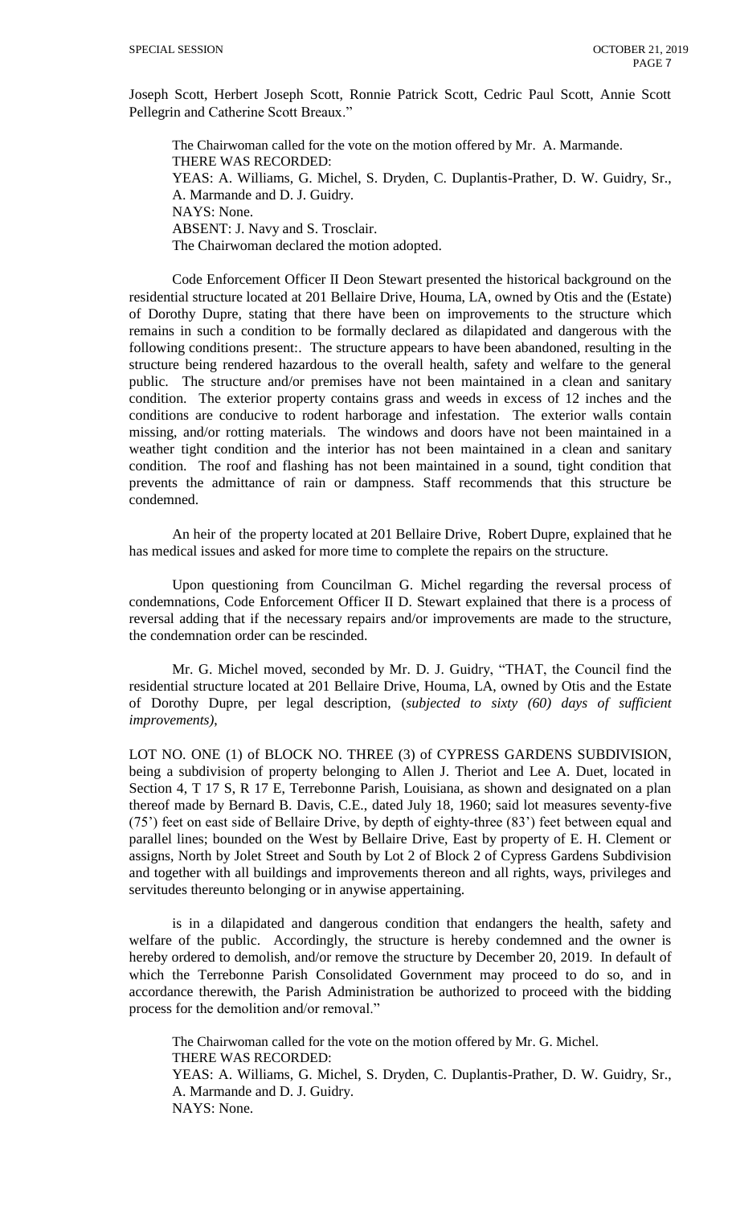Joseph Scott, Herbert Joseph Scott, Ronnie Patrick Scott, Cedric Paul Scott, Annie Scott Pellegrin and Catherine Scott Breaux."

The Chairwoman called for the vote on the motion offered by Mr. A. Marmande.
THERE WAS RECORDED:
YEAS: A. Williams, G. Michel, S. Dryden, C. Duplantis-Prather, D. W. Guidry, Sr., A. Marmande and D. J. Guidry.
NAYS: None.
ABSENT: J. Navy and S. Trosclair.
The Chairwoman declared the motion adopted.

Code Enforcement Officer II Deon Stewart presented the historical background on the residential structure located at 201 Bellaire Drive, Houma, LA, owned by Otis and the (Estate) of Dorothy Dupre, stating that there have been on improvements to the structure which remains in such a condition to be formally declared as dilapidated and dangerous with the following conditions present:. The structure appears to have been abandoned, resulting in the structure being rendered hazardous to the overall health, safety and welfare to the general public. The structure and/or premises have not been maintained in a clean and sanitary condition. The exterior property contains grass and weeds in excess of 12 inches and the conditions are conducive to rodent harborage and infestation. The exterior walls contain missing, and/or rotting materials. The windows and doors have not been maintained in a weather tight condition and the interior has not been maintained in a clean and sanitary condition. The roof and flashing has not been maintained in a sound, tight condition that prevents the admittance of rain or dampness. Staff recommends that this structure be condemned.

An heir of the property located at 201 Bellaire Drive, Robert Dupre, explained that he has medical issues and asked for more time to complete the repairs on the structure.

Upon questioning from Councilman G. Michel regarding the reversal process of condemnations, Code Enforcement Officer II D. Stewart explained that there is a process of reversal adding that if the necessary repairs and/or improvements are made to the structure, the condemnation order can be rescinded.

Mr. G. Michel moved, seconded by Mr. D. J. Guidry, "THAT, the Council find the residential structure located at 201 Bellaire Drive, Houma, LA, owned by Otis and the Estate of Dorothy Dupre, per legal description, (*subjected to sixty (60) days of sufficient improvements)*,

LOT NO. ONE (1) of BLOCK NO. THREE (3) of CYPRESS GARDENS SUBDIVISION, being a subdivision of property belonging to Allen J. Theriot and Lee A. Duet, located in Section 4, T 17 S, R 17 E, Terrebonne Parish, Louisiana, as shown and designated on a plan thereof made by Bernard B. Davis, C.E., dated July 18, 1960; said lot measures seventy-five (75') feet on east side of Bellaire Drive, by depth of eighty-three (83') feet between equal and parallel lines; bounded on the West by Bellaire Drive, East by property of E. H. Clement or assigns, North by Jolet Street and South by Lot 2 of Block 2 of Cypress Gardens Subdivision and together with all buildings and improvements thereon and all rights, ways, privileges and servitudes thereunto belonging or in anywise appertaining.

is in a dilapidated and dangerous condition that endangers the health, safety and welfare of the public. Accordingly, the structure is hereby condemned and the owner is hereby ordered to demolish, and/or remove the structure by December 20, 2019. In default of which the Terrebonne Parish Consolidated Government may proceed to do so, and in accordance therewith, the Parish Administration be authorized to proceed with the bidding process for the demolition and/or removal."

The Chairwoman called for the vote on the motion offered by Mr. G. Michel.
THERE WAS RECORDED:
YEAS: A. Williams, G. Michel, S. Dryden, C. Duplantis-Prather, D. W. Guidry, Sr., A. Marmande and D. J. Guidry.
NAYS: None.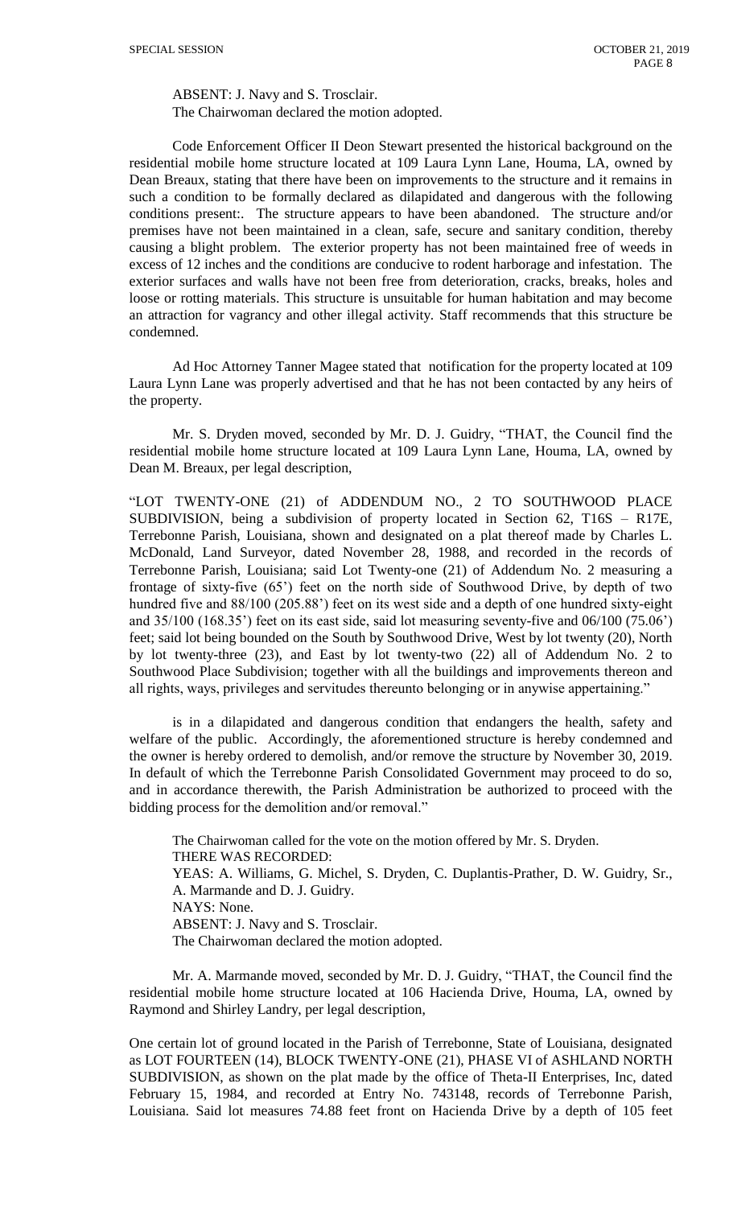ABSENT: J. Navy and S. Trosclair.
The Chairwoman declared the motion adopted.

Code Enforcement Officer II Deon Stewart presented the historical background on the residential mobile home structure located at 109 Laura Lynn Lane, Houma, LA, owned by Dean Breaux, stating that there have been on improvements to the structure and it remains in such a condition to be formally declared as dilapidated and dangerous with the following conditions present:. The structure appears to have been abandoned. The structure and/or premises have not been maintained in a clean, safe, secure and sanitary condition, thereby causing a blight problem. The exterior property has not been maintained free of weeds in excess of 12 inches and the conditions are conducive to rodent harborage and infestation. The exterior surfaces and walls have not been free from deterioration, cracks, breaks, holes and loose or rotting materials. This structure is unsuitable for human habitation and may become an attraction for vagrancy and other illegal activity. Staff recommends that this structure be condemned.

Ad Hoc Attorney Tanner Magee stated that notification for the property located at 109 Laura Lynn Lane was properly advertised and that he has not been contacted by any heirs of the property.

Mr. S. Dryden moved, seconded by Mr. D. J. Guidry, "THAT, the Council find the residential mobile home structure located at 109 Laura Lynn Lane, Houma, LA, owned by Dean M. Breaux, per legal description,

"LOT TWENTY-ONE (21) of ADDENDUM NO., 2 TO SOUTHWOOD PLACE SUBDIVISION, being a subdivision of property located in Section 62, T16S – R17E, Terrebonne Parish, Louisiana, shown and designated on a plat thereof made by Charles L. McDonald, Land Surveyor, dated November 28, 1988, and recorded in the records of Terrebonne Parish, Louisiana; said Lot Twenty-one (21) of Addendum No. 2 measuring a frontage of sixty-five (65') feet on the north side of Southwood Drive, by depth of two hundred five and 88/100 (205.88') feet on its west side and a depth of one hundred sixty-eight and 35/100 (168.35') feet on its east side, said lot measuring seventy-five and 06/100 (75.06') feet; said lot being bounded on the South by Southwood Drive, West by lot twenty (20), North by lot twenty-three (23), and East by lot twenty-two (22) all of Addendum No. 2 to Southwood Place Subdivision; together with all the buildings and improvements thereon and all rights, ways, privileges and servitudes thereunto belonging or in anywise appertaining."

is in a dilapidated and dangerous condition that endangers the health, safety and welfare of the public. Accordingly, the aforementioned structure is hereby condemned and the owner is hereby ordered to demolish, and/or remove the structure by November 30, 2019. In default of which the Terrebonne Parish Consolidated Government may proceed to do so, and in accordance therewith, the Parish Administration be authorized to proceed with the bidding process for the demolition and/or removal."

The Chairwoman called for the vote on the motion offered by Mr. S. Dryden.
THERE WAS RECORDED:
YEAS: A. Williams, G. Michel, S. Dryden, C. Duplantis-Prather, D. W. Guidry, Sr., A. Marmande and D. J. Guidry.
NAYS: None.
ABSENT: J. Navy and S. Trosclair.
The Chairwoman declared the motion adopted.

Mr. A. Marmande moved, seconded by Mr. D. J. Guidry, "THAT, the Council find the residential mobile home structure located at 106 Hacienda Drive, Houma, LA, owned by Raymond and Shirley Landry, per legal description,

One certain lot of ground located in the Parish of Terrebonne, State of Louisiana, designated as LOT FOURTEEN (14), BLOCK TWENTY-ONE (21), PHASE VI of ASHLAND NORTH SUBDIVISION, as shown on the plat made by the office of Theta-II Enterprises, Inc, dated February 15, 1984, and recorded at Entry No. 743148, records of Terrebonne Parish, Louisiana. Said lot measures 74.88 feet front on Hacienda Drive by a depth of 105 feet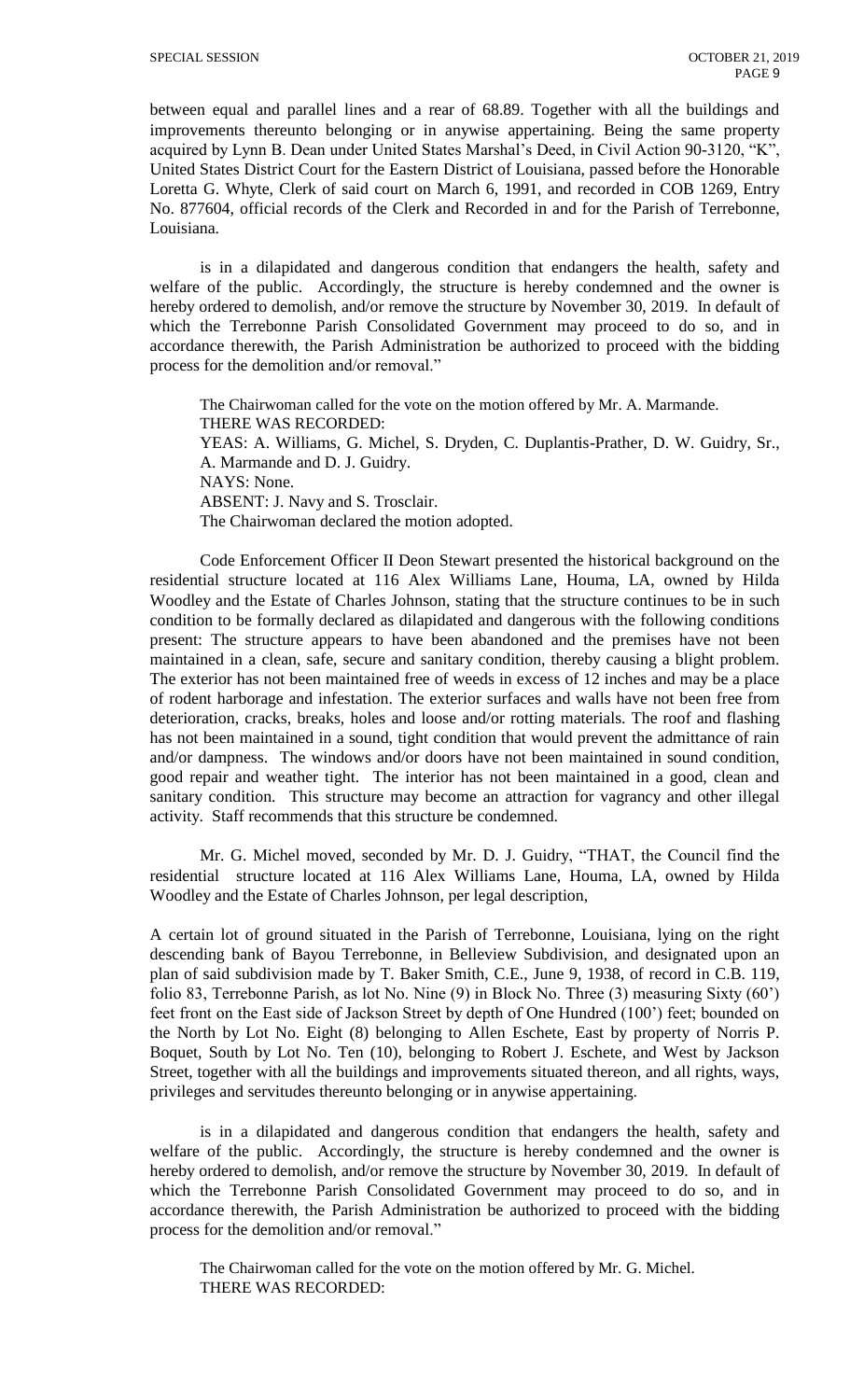between equal and parallel lines and a rear of 68.89. Together with all the buildings and improvements thereunto belonging or in anywise appertaining. Being the same property acquired by Lynn B. Dean under United States Marshal's Deed, in Civil Action 90-3120, "K", United States District Court for the Eastern District of Louisiana, passed before the Honorable Loretta G. Whyte, Clerk of said court on March 6, 1991, and recorded in COB 1269, Entry No. 877604, official records of the Clerk and Recorded in and for the Parish of Terrebonne, Louisiana.

is in a dilapidated and dangerous condition that endangers the health, safety and welfare of the public. Accordingly, the structure is hereby condemned and the owner is hereby ordered to demolish, and/or remove the structure by November 30, 2019. In default of which the Terrebonne Parish Consolidated Government may proceed to do so, and in accordance therewith, the Parish Administration be authorized to proceed with the bidding process for the demolition and/or removal."

The Chairwoman called for the vote on the motion offered by Mr. A. Marmande.
THERE WAS RECORDED:
YEAS: A. Williams, G. Michel, S. Dryden, C. Duplantis-Prather, D. W. Guidry, Sr., A. Marmande and D. J. Guidry.
NAYS: None.
ABSENT: J. Navy and S. Trosclair.
The Chairwoman declared the motion adopted.

Code Enforcement Officer II Deon Stewart presented the historical background on the residential structure located at 116 Alex Williams Lane, Houma, LA, owned by Hilda Woodley and the Estate of Charles Johnson, stating that the structure continues to be in such condition to be formally declared as dilapidated and dangerous with the following conditions present: The structure appears to have been abandoned and the premises have not been maintained in a clean, safe, secure and sanitary condition, thereby causing a blight problem. The exterior has not been maintained free of weeds in excess of 12 inches and may be a place of rodent harborage and infestation. The exterior surfaces and walls have not been free from deterioration, cracks, breaks, holes and loose and/or rotting materials. The roof and flashing has not been maintained in a sound, tight condition that would prevent the admittance of rain and/or dampness. The windows and/or doors have not been maintained in sound condition, good repair and weather tight. The interior has not been maintained in a good, clean and sanitary condition. This structure may become an attraction for vagrancy and other illegal activity. Staff recommends that this structure be condemned.

Mr. G. Michel moved, seconded by Mr. D. J. Guidry, "THAT, the Council find the residential structure located at 116 Alex Williams Lane, Houma, LA, owned by Hilda Woodley and the Estate of Charles Johnson, per legal description,

A certain lot of ground situated in the Parish of Terrebonne, Louisiana, lying on the right descending bank of Bayou Terrebonne, in Belleview Subdivision, and designated upon an plan of said subdivision made by T. Baker Smith, C.E., June 9, 1938, of record in C.B. 119, folio 83, Terrebonne Parish, as lot No. Nine (9) in Block No. Three (3) measuring Sixty (60') feet front on the East side of Jackson Street by depth of One Hundred (100') feet; bounded on the North by Lot No. Eight (8) belonging to Allen Eschete, East by property of Norris P. Boquet, South by Lot No. Ten (10), belonging to Robert J. Eschete, and West by Jackson Street, together with all the buildings and improvements situated thereon, and all rights, ways, privileges and servitudes thereunto belonging or in anywise appertaining.

is in a dilapidated and dangerous condition that endangers the health, safety and welfare of the public. Accordingly, the structure is hereby condemned and the owner is hereby ordered to demolish, and/or remove the structure by November 30, 2019. In default of which the Terrebonne Parish Consolidated Government may proceed to do so, and in accordance therewith, the Parish Administration be authorized to proceed with the bidding process for the demolition and/or removal."

The Chairwoman called for the vote on the motion offered by Mr. G. Michel.
THERE WAS RECORDED: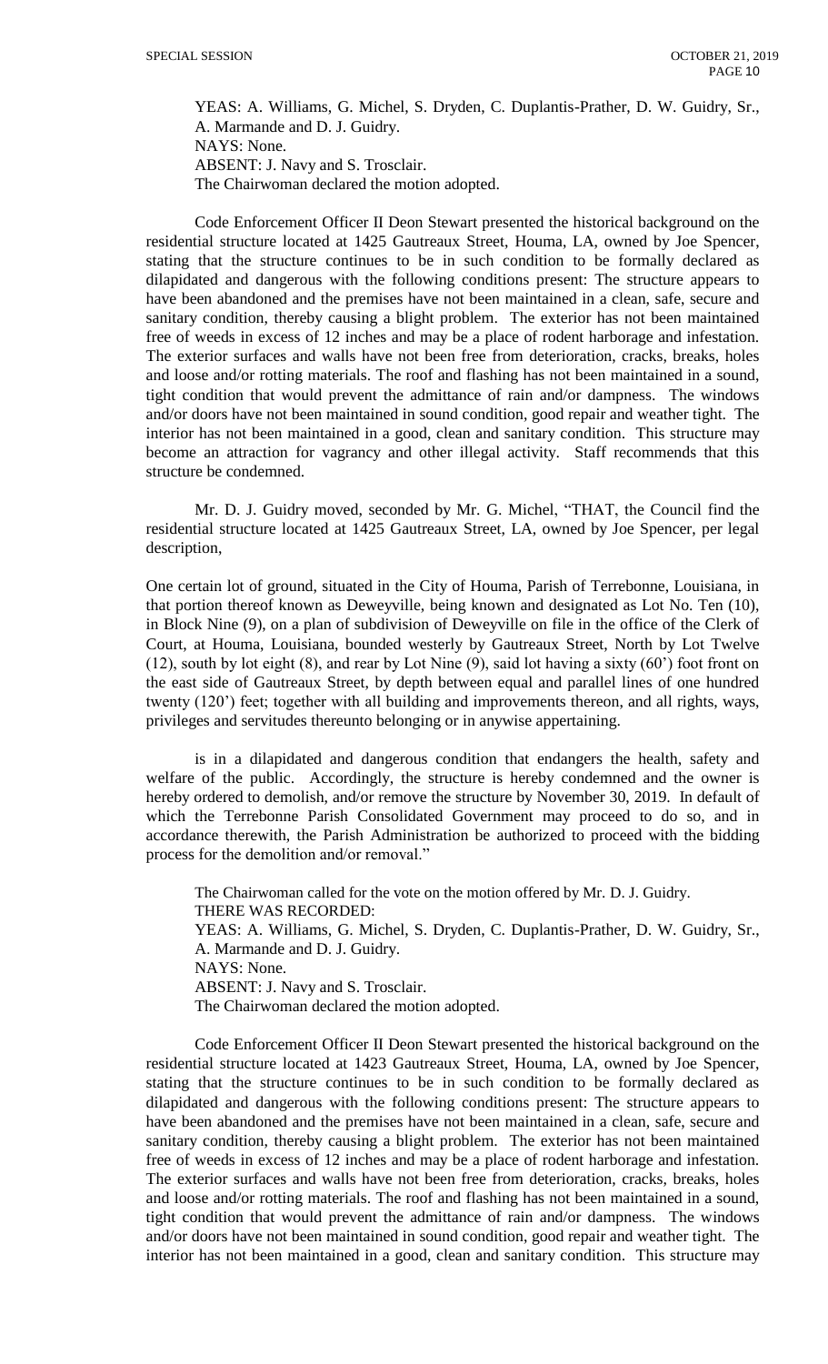YEAS: A. Williams, G. Michel, S. Dryden, C. Duplantis-Prather, D. W. Guidry, Sr., A. Marmande and D. J. Guidry.
NAYS: None.
ABSENT: J. Navy and S. Trosclair.
The Chairwoman declared the motion adopted.

Code Enforcement Officer II Deon Stewart presented the historical background on the residential structure located at 1425 Gautreaux Street, Houma, LA, owned by Joe Spencer, stating that the structure continues to be in such condition to be formally declared as dilapidated and dangerous with the following conditions present: The structure appears to have been abandoned and the premises have not been maintained in a clean, safe, secure and sanitary condition, thereby causing a blight problem. The exterior has not been maintained free of weeds in excess of 12 inches and may be a place of rodent harborage and infestation. The exterior surfaces and walls have not been free from deterioration, cracks, breaks, holes and loose and/or rotting materials. The roof and flashing has not been maintained in a sound, tight condition that would prevent the admittance of rain and/or dampness. The windows and/or doors have not been maintained in sound condition, good repair and weather tight. The interior has not been maintained in a good, clean and sanitary condition. This structure may become an attraction for vagrancy and other illegal activity. Staff recommends that this structure be condemned.

Mr. D. J. Guidry moved, seconded by Mr. G. Michel, "THAT, the Council find the residential structure located at 1425 Gautreaux Street, LA, owned by Joe Spencer, per legal description,

One certain lot of ground, situated in the City of Houma, Parish of Terrebonne, Louisiana, in that portion thereof known as Deweyville, being known and designated as Lot No. Ten (10), in Block Nine (9), on a plan of subdivision of Deweyville on file in the office of the Clerk of Court, at Houma, Louisiana, bounded westerly by Gautreaux Street, North by Lot Twelve (12), south by lot eight (8), and rear by Lot Nine (9), said lot having a sixty (60') foot front on the east side of Gautreaux Street, by depth between equal and parallel lines of one hundred twenty (120') feet; together with all building and improvements thereon, and all rights, ways, privileges and servitudes thereunto belonging or in anywise appertaining.

is in a dilapidated and dangerous condition that endangers the health, safety and welfare of the public. Accordingly, the structure is hereby condemned and the owner is hereby ordered to demolish, and/or remove the structure by November 30, 2019. In default of which the Terrebonne Parish Consolidated Government may proceed to do so, and in accordance therewith, the Parish Administration be authorized to proceed with the bidding process for the demolition and/or removal."

The Chairwoman called for the vote on the motion offered by Mr. D. J. Guidry.
THERE WAS RECORDED:
YEAS: A. Williams, G. Michel, S. Dryden, C. Duplantis-Prather, D. W. Guidry, Sr., A. Marmande and D. J. Guidry.
NAYS: None.
ABSENT: J. Navy and S. Trosclair.
The Chairwoman declared the motion adopted.

Code Enforcement Officer II Deon Stewart presented the historical background on the residential structure located at 1423 Gautreaux Street, Houma, LA, owned by Joe Spencer, stating that the structure continues to be in such condition to be formally declared as dilapidated and dangerous with the following conditions present: The structure appears to have been abandoned and the premises have not been maintained in a clean, safe, secure and sanitary condition, thereby causing a blight problem. The exterior has not been maintained free of weeds in excess of 12 inches and may be a place of rodent harborage and infestation. The exterior surfaces and walls have not been free from deterioration, cracks, breaks, holes and loose and/or rotting materials. The roof and flashing has not been maintained in a sound, tight condition that would prevent the admittance of rain and/or dampness. The windows and/or doors have not been maintained in sound condition, good repair and weather tight. The interior has not been maintained in a good, clean and sanitary condition. This structure may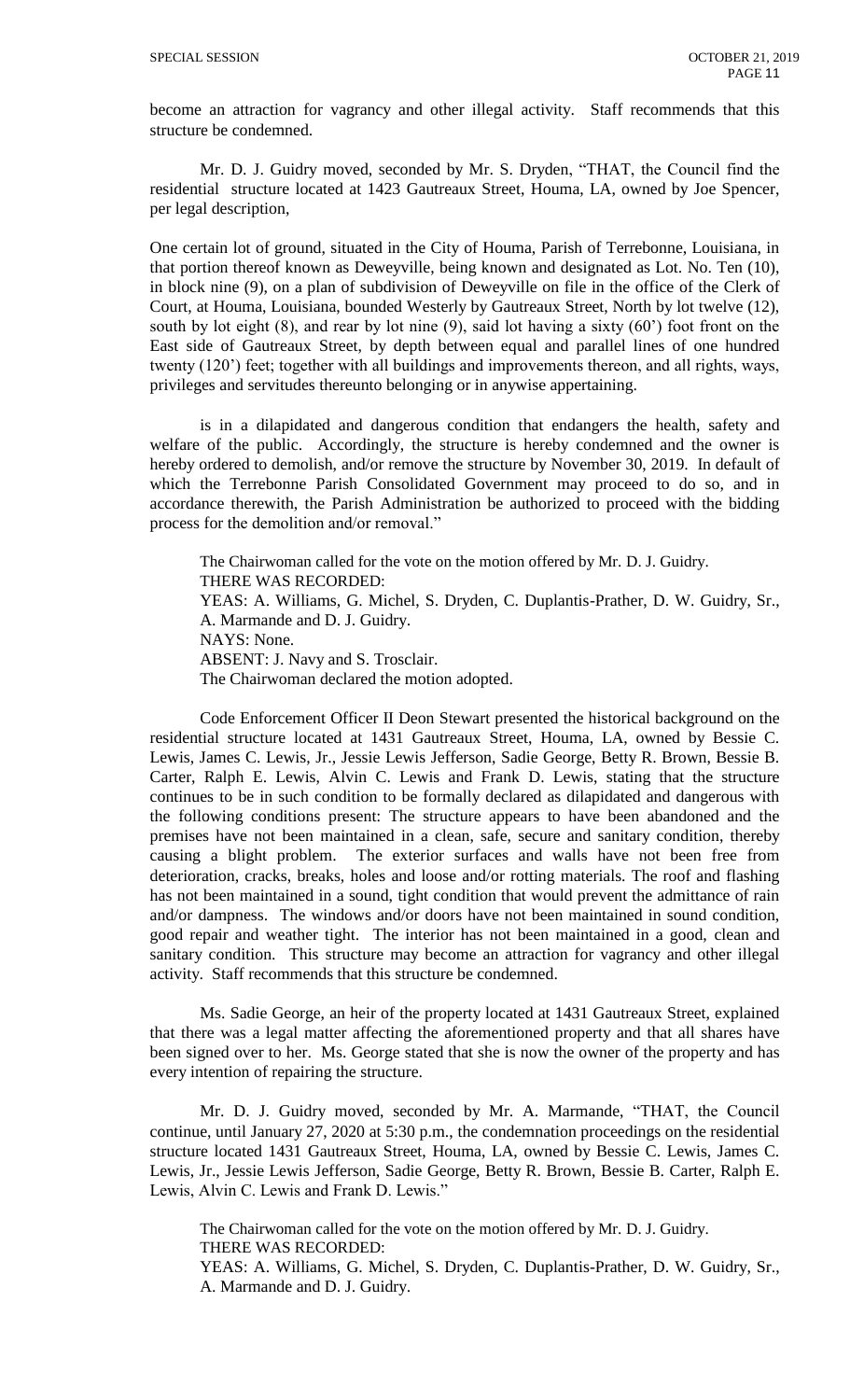become an attraction for vagrancy and other illegal activity. Staff recommends that this structure be condemned.

Mr. D. J. Guidry moved, seconded by Mr. S. Dryden, "THAT, the Council find the residential structure located at 1423 Gautreaux Street, Houma, LA, owned by Joe Spencer, per legal description,

One certain lot of ground, situated in the City of Houma, Parish of Terrebonne, Louisiana, in that portion thereof known as Deweyville, being known and designated as Lot. No. Ten (10), in block nine (9), on a plan of subdivision of Deweyville on file in the office of the Clerk of Court, at Houma, Louisiana, bounded Westerly by Gautreaux Street, North by lot twelve (12), south by lot eight (8), and rear by lot nine (9), said lot having a sixty (60') foot front on the East side of Gautreaux Street, by depth between equal and parallel lines of one hundred twenty (120') feet; together with all buildings and improvements thereon, and all rights, ways, privileges and servitudes thereunto belonging or in anywise appertaining.

is in a dilapidated and dangerous condition that endangers the health, safety and welfare of the public. Accordingly, the structure is hereby condemned and the owner is hereby ordered to demolish, and/or remove the structure by November 30, 2019. In default of which the Terrebonne Parish Consolidated Government may proceed to do so, and in accordance therewith, the Parish Administration be authorized to proceed with the bidding process for the demolition and/or removal."

The Chairwoman called for the vote on the motion offered by Mr. D. J. Guidry.
THERE WAS RECORDED:
YEAS: A. Williams, G. Michel, S. Dryden, C. Duplantis-Prather, D. W. Guidry, Sr., A. Marmande and D. J. Guidry.
NAYS: None.
ABSENT: J. Navy and S. Trosclair.
The Chairwoman declared the motion adopted.

Code Enforcement Officer II Deon Stewart presented the historical background on the residential structure located at 1431 Gautreaux Street, Houma, LA, owned by Bessie C. Lewis, James C. Lewis, Jr., Jessie Lewis Jefferson, Sadie George, Betty R. Brown, Bessie B. Carter, Ralph E. Lewis, Alvin C. Lewis and Frank D. Lewis, stating that the structure continues to be in such condition to be formally declared as dilapidated and dangerous with the following conditions present: The structure appears to have been abandoned and the premises have not been maintained in a clean, safe, secure and sanitary condition, thereby causing a blight problem. The exterior surfaces and walls have not been free from deterioration, cracks, breaks, holes and loose and/or rotting materials. The roof and flashing has not been maintained in a sound, tight condition that would prevent the admittance of rain and/or dampness. The windows and/or doors have not been maintained in sound condition, good repair and weather tight. The interior has not been maintained in a good, clean and sanitary condition. This structure may become an attraction for vagrancy and other illegal activity. Staff recommends that this structure be condemned.

Ms. Sadie George, an heir of the property located at 1431 Gautreaux Street, explained that there was a legal matter affecting the aforementioned property and that all shares have been signed over to her. Ms. George stated that she is now the owner of the property and has every intention of repairing the structure.

Mr. D. J. Guidry moved, seconded by Mr. A. Marmande, "THAT, the Council continue, until January 27, 2020 at 5:30 p.m., the condemnation proceedings on the residential structure located 1431 Gautreaux Street, Houma, LA, owned by Bessie C. Lewis, James C. Lewis, Jr., Jessie Lewis Jefferson, Sadie George, Betty R. Brown, Bessie B. Carter, Ralph E. Lewis, Alvin C. Lewis and Frank D. Lewis."

The Chairwoman called for the vote on the motion offered by Mr. D. J. Guidry.
THERE WAS RECORDED:
YEAS: A. Williams, G. Michel, S. Dryden, C. Duplantis-Prather, D. W. Guidry, Sr., A. Marmande and D. J. Guidry.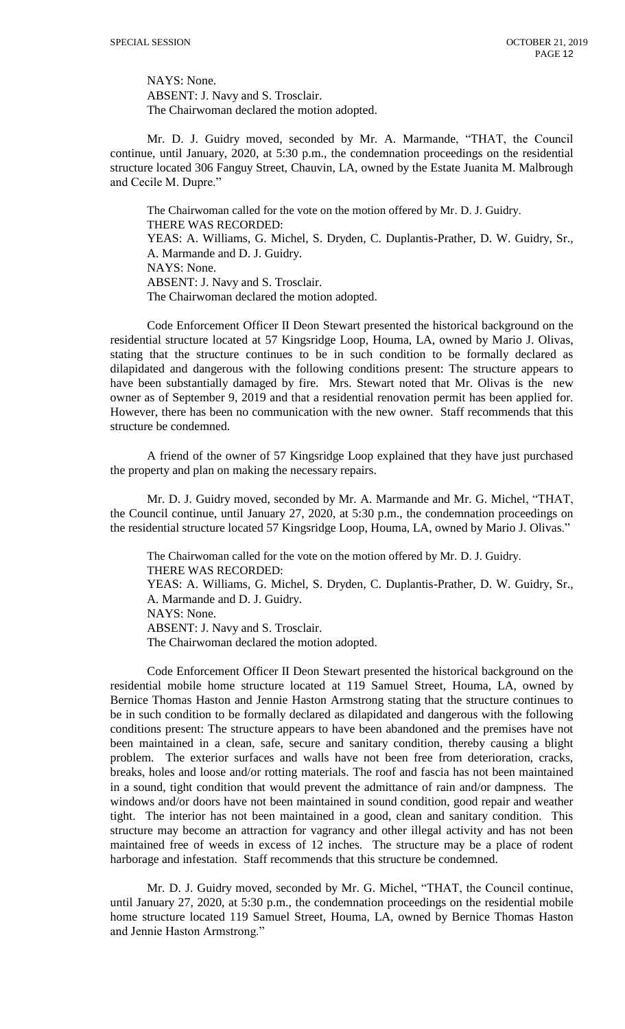NAYS: None.
ABSENT: J. Navy and S. Trosclair.
The Chairwoman declared the motion adopted.

Mr. D. J. Guidry moved, seconded by Mr. A. Marmande, "THAT, the Council continue, until January, 2020, at 5:30 p.m., the condemnation proceedings on the residential structure located 306 Fanguy Street, Chauvin, LA, owned by the Estate Juanita M. Malbrough and Cecile M. Dupre."

The Chairwoman called for the vote on the motion offered by Mr. D. J. Guidry.
THERE WAS RECORDED:
YEAS: A. Williams, G. Michel, S. Dryden, C. Duplantis-Prather, D. W. Guidry, Sr., A. Marmande and D. J. Guidry.
NAYS: None.
ABSENT: J. Navy and S. Trosclair.
The Chairwoman declared the motion adopted.

Code Enforcement Officer II Deon Stewart presented the historical background on the residential structure located at 57 Kingsridge Loop, Houma, LA, owned by Mario J. Olivas, stating that the structure continues to be in such condition to be formally declared as dilapidated and dangerous with the following conditions present: The structure appears to have been substantially damaged by fire. Mrs. Stewart noted that Mr. Olivas is the new owner as of September 9, 2019 and that a residential renovation permit has been applied for. However, there has been no communication with the new owner. Staff recommends that this structure be condemned.

A friend of the owner of 57 Kingsridge Loop explained that they have just purchased the property and plan on making the necessary repairs.

Mr. D. J. Guidry moved, seconded by Mr. A. Marmande and Mr. G. Michel, "THAT, the Council continue, until January 27, 2020, at 5:30 p.m., the condemnation proceedings on the residential structure located 57 Kingsridge Loop, Houma, LA, owned by Mario J. Olivas."

The Chairwoman called for the vote on the motion offered by Mr. D. J. Guidry.
THERE WAS RECORDED:
YEAS: A. Williams, G. Michel, S. Dryden, C. Duplantis-Prather, D. W. Guidry, Sr., A. Marmande and D. J. Guidry.
NAYS: None.
ABSENT: J. Navy and S. Trosclair.
The Chairwoman declared the motion adopted.

Code Enforcement Officer II Deon Stewart presented the historical background on the residential mobile home structure located at 119 Samuel Street, Houma, LA, owned by Bernice Thomas Haston and Jennie Haston Armstrong stating that the structure continues to be in such condition to be formally declared as dilapidated and dangerous with the following conditions present: The structure appears to have been abandoned and the premises have not been maintained in a clean, safe, secure and sanitary condition, thereby causing a blight problem. The exterior surfaces and walls have not been free from deterioration, cracks, breaks, holes and loose and/or rotting materials. The roof and fascia has not been maintained in a sound, tight condition that would prevent the admittance of rain and/or dampness. The windows and/or doors have not been maintained in sound condition, good repair and weather tight. The interior has not been maintained in a good, clean and sanitary condition. This structure may become an attraction for vagrancy and other illegal activity and has not been maintained free of weeds in excess of 12 inches. The structure may be a place of rodent harborage and infestation. Staff recommends that this structure be condemned.

Mr. D. J. Guidry moved, seconded by Mr. G. Michel, "THAT, the Council continue, until January 27, 2020, at 5:30 p.m., the condemnation proceedings on the residential mobile home structure located 119 Samuel Street, Houma, LA, owned by Bernice Thomas Haston and Jennie Haston Armstrong."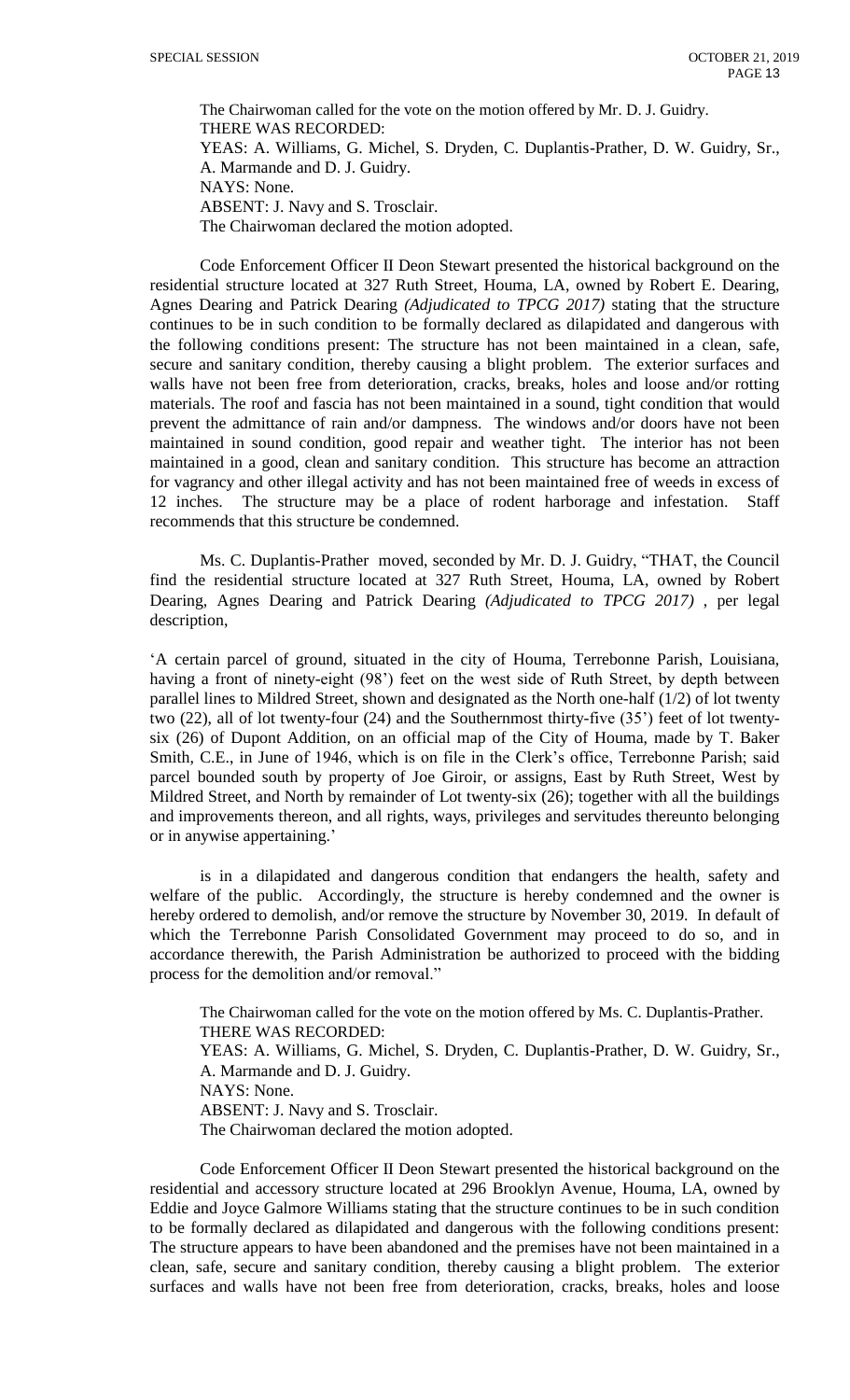The Chairwoman called for the vote on the motion offered by Mr. D. J. Guidry.
THERE WAS RECORDED:
YEAS: A. Williams, G. Michel, S. Dryden, C. Duplantis-Prather, D. W. Guidry, Sr., A. Marmande and D. J. Guidry.
NAYS: None.
ABSENT: J. Navy and S. Trosclair.
The Chairwoman declared the motion adopted.

Code Enforcement Officer II Deon Stewart presented the historical background on the residential structure located at 327 Ruth Street, Houma, LA, owned by Robert E. Dearing, Agnes Dearing and Patrick Dearing *(Adjudicated to TPCG 2017)* stating that the structure continues to be in such condition to be formally declared as dilapidated and dangerous with the following conditions present: The structure has not been maintained in a clean, safe, secure and sanitary condition, thereby causing a blight problem. The exterior surfaces and walls have not been free from deterioration, cracks, breaks, holes and loose and/or rotting materials. The roof and fascia has not been maintained in a sound, tight condition that would prevent the admittance of rain and/or dampness. The windows and/or doors have not been maintained in sound condition, good repair and weather tight. The interior has not been maintained in a good, clean and sanitary condition. This structure has become an attraction for vagrancy and other illegal activity and has not been maintained free of weeds in excess of 12 inches. The structure may be a place of rodent harborage and infestation. Staff recommends that this structure be condemned.

Ms. C. Duplantis-Prather moved, seconded by Mr. D. J. Guidry, "THAT, the Council find the residential structure located at 327 Ruth Street, Houma, LA, owned by Robert Dearing, Agnes Dearing and Patrick Dearing *(Adjudicated to TPCG 2017)* , per legal description,

'A certain parcel of ground, situated in the city of Houma, Terrebonne Parish, Louisiana, having a front of ninety-eight (98') feet on the west side of Ruth Street, by depth between parallel lines to Mildred Street, shown and designated as the North one-half (1/2) of lot twenty two (22), all of lot twenty-four (24) and the Southernmost thirty-five (35') feet of lot twenty-six (26) of Dupont Addition, on an official map of the City of Houma, made by T. Baker Smith, C.E., in June of 1946, which is on file in the Clerk's office, Terrebonne Parish; said parcel bounded south by property of Joe Giroir, or assigns, East by Ruth Street, West by Mildred Street, and North by remainder of Lot twenty-six (26); together with all the buildings and improvements thereon, and all rights, ways, privileges and servitudes thereunto belonging or in anywise appertaining.'

is in a dilapidated and dangerous condition that endangers the health, safety and welfare of the public. Accordingly, the structure is hereby condemned and the owner is hereby ordered to demolish, and/or remove the structure by November 30, 2019. In default of which the Terrebonne Parish Consolidated Government may proceed to do so, and in accordance therewith, the Parish Administration be authorized to proceed with the bidding process for the demolition and/or removal."

The Chairwoman called for the vote on the motion offered by Ms. C. Duplantis-Prather.
THERE WAS RECORDED:
YEAS: A. Williams, G. Michel, S. Dryden, C. Duplantis-Prather, D. W. Guidry, Sr., A. Marmande and D. J. Guidry.
NAYS: None.
ABSENT: J. Navy and S. Trosclair.
The Chairwoman declared the motion adopted.

Code Enforcement Officer II Deon Stewart presented the historical background on the residential and accessory structure located at 296 Brooklyn Avenue, Houma, LA, owned by Eddie and Joyce Galmore Williams stating that the structure continues to be in such condition to be formally declared as dilapidated and dangerous with the following conditions present: The structure appears to have been abandoned and the premises have not been maintained in a clean, safe, secure and sanitary condition, thereby causing a blight problem. The exterior surfaces and walls have not been free from deterioration, cracks, breaks, holes and loose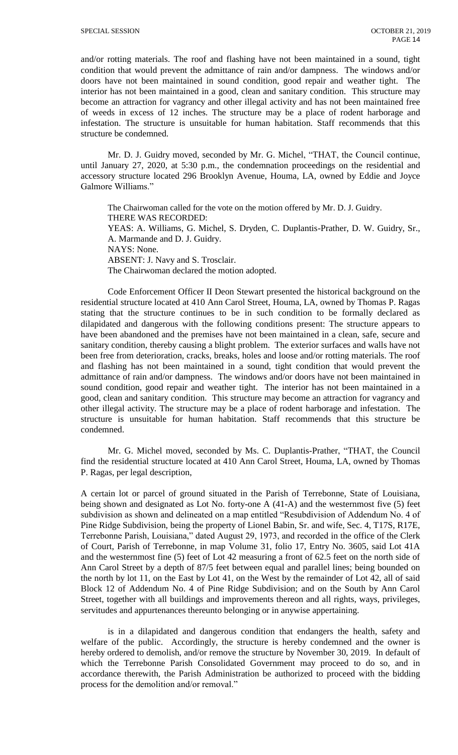and/or rotting materials. The roof and flashing have not been maintained in a sound, tight condition that would prevent the admittance of rain and/or dampness. The windows and/or doors have not been maintained in sound condition, good repair and weather tight. The interior has not been maintained in a good, clean and sanitary condition. This structure may become an attraction for vagrancy and other illegal activity and has not been maintained free of weeds in excess of 12 inches. The structure may be a place of rodent harborage and infestation. The structure is unsuitable for human habitation. Staff recommends that this structure be condemned.

Mr. D. J. Guidry moved, seconded by Mr. G. Michel, "THAT, the Council continue, until January 27, 2020, at 5:30 p.m., the condemnation proceedings on the residential and accessory structure located 296 Brooklyn Avenue, Houma, LA, owned by Eddie and Joyce Galmore Williams."

The Chairwoman called for the vote on the motion offered by Mr. D. J. Guidry.
THERE WAS RECORDED:
YEAS: A. Williams, G. Michel, S. Dryden, C. Duplantis-Prather, D. W. Guidry, Sr., A. Marmande and D. J. Guidry.
NAYS: None.
ABSENT: J. Navy and S. Trosclair.
The Chairwoman declared the motion adopted.

Code Enforcement Officer II Deon Stewart presented the historical background on the residential structure located at 410 Ann Carol Street, Houma, LA, owned by Thomas P. Ragas stating that the structure continues to be in such condition to be formally declared as dilapidated and dangerous with the following conditions present: The structure appears to have been abandoned and the premises have not been maintained in a clean, safe, secure and sanitary condition, thereby causing a blight problem. The exterior surfaces and walls have not been free from deterioration, cracks, breaks, holes and loose and/or rotting materials. The roof and flashing has not been maintained in a sound, tight condition that would prevent the admittance of rain and/or dampness. The windows and/or doors have not been maintained in sound condition, good repair and weather tight. The interior has not been maintained in a good, clean and sanitary condition. This structure may become an attraction for vagrancy and other illegal activity. The structure may be a place of rodent harborage and infestation. The structure is unsuitable for human habitation. Staff recommends that this structure be condemned.

Mr. G. Michel moved, seconded by Ms. C. Duplantis-Prather, "THAT, the Council find the residential structure located at 410 Ann Carol Street, Houma, LA, owned by Thomas P. Ragas, per legal description,

A certain lot or parcel of ground situated in the Parish of Terrebonne, State of Louisiana, being shown and designated as Lot No. forty-one A (41-A) and the westernmost five (5) feet subdivision as shown and delineated on a map entitled "Resubdivision of Addendum No. 4 of Pine Ridge Subdivision, being the property of Lionel Babin, Sr. and wife, Sec. 4, T17S, R17E, Terrebonne Parish, Louisiana," dated August 29, 1973, and recorded in the office of the Clerk of Court, Parish of Terrebonne, in map Volume 31, folio 17, Entry No. 3605, said Lot 41A and the westernmost fine (5) feet of Lot 42 measuring a front of 62.5 feet on the north side of Ann Carol Street by a depth of 87/5 feet between equal and parallel lines; being bounded on the north by lot 11, on the East by Lot 41, on the West by the remainder of Lot 42, all of said Block 12 of Addendum No. 4 of Pine Ridge Subdivision; and on the South by Ann Carol Street, together with all buildings and improvements thereon and all rights, ways, privileges, servitudes and appurtenances thereunto belonging or in anywise appertaining.

is in a dilapidated and dangerous condition that endangers the health, safety and welfare of the public. Accordingly, the structure is hereby condemned and the owner is hereby ordered to demolish, and/or remove the structure by November 30, 2019. In default of which the Terrebonne Parish Consolidated Government may proceed to do so, and in accordance therewith, the Parish Administration be authorized to proceed with the bidding process for the demolition and/or removal."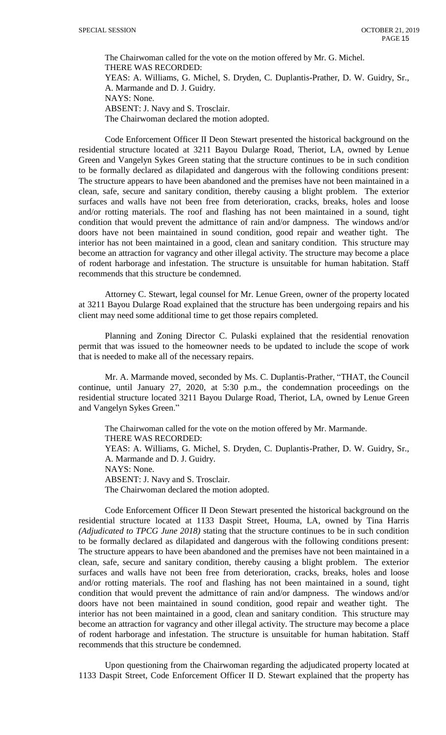The Chairwoman called for the vote on the motion offered by Mr. G. Michel.
THERE WAS RECORDED:
YEAS: A. Williams, G. Michel, S. Dryden, C. Duplantis-Prather, D. W. Guidry, Sr., A. Marmande and D. J. Guidry.
NAYS: None.
ABSENT: J. Navy and S. Trosclair.
The Chairwoman declared the motion adopted.

Code Enforcement Officer II Deon Stewart presented the historical background on the residential structure located at 3211 Bayou Dularge Road, Theriot, LA, owned by Lenue Green and Vangelyn Sykes Green stating that the structure continues to be in such condition to be formally declared as dilapidated and dangerous with the following conditions present: The structure appears to have been abandoned and the premises have not been maintained in a clean, safe, secure and sanitary condition, thereby causing a blight problem. The exterior surfaces and walls have not been free from deterioration, cracks, breaks, holes and loose and/or rotting materials. The roof and flashing has not been maintained in a sound, tight condition that would prevent the admittance of rain and/or dampness. The windows and/or doors have not been maintained in sound condition, good repair and weather tight. The interior has not been maintained in a good, clean and sanitary condition. This structure may become an attraction for vagrancy and other illegal activity. The structure may become a place of rodent harborage and infestation. The structure is unsuitable for human habitation. Staff recommends that this structure be condemned.

Attorney C. Stewart, legal counsel for Mr. Lenue Green, owner of the property located at 3211 Bayou Dularge Road explained that the structure has been undergoing repairs and his client may need some additional time to get those repairs completed.

Planning and Zoning Director C. Pulaski explained that the residential renovation permit that was issued to the homeowner needs to be updated to include the scope of work that is needed to make all of the necessary repairs.

Mr. A. Marmande moved, seconded by Ms. C. Duplantis-Prather, "THAT, the Council continue, until January 27, 2020, at 5:30 p.m., the condemnation proceedings on the residential structure located 3211 Bayou Dularge Road, Theriot, LA, owned by Lenue Green and Vangelyn Sykes Green."

The Chairwoman called for the vote on the motion offered by Mr. Marmande.
THERE WAS RECORDED:
YEAS: A. Williams, G. Michel, S. Dryden, C. Duplantis-Prather, D. W. Guidry, Sr., A. Marmande and D. J. Guidry.
NAYS: None.
ABSENT: J. Navy and S. Trosclair.
The Chairwoman declared the motion adopted.

Code Enforcement Officer II Deon Stewart presented the historical background on the residential structure located at 1133 Daspit Street, Houma, LA, owned by Tina Harris *(Adjudicated to TPCG June 2018)* stating that the structure continues to be in such condition to be formally declared as dilapidated and dangerous with the following conditions present: The structure appears to have been abandoned and the premises have not been maintained in a clean, safe, secure and sanitary condition, thereby causing a blight problem. The exterior surfaces and walls have not been free from deterioration, cracks, breaks, holes and loose and/or rotting materials. The roof and flashing has not been maintained in a sound, tight condition that would prevent the admittance of rain and/or dampness. The windows and/or doors have not been maintained in sound condition, good repair and weather tight. The interior has not been maintained in a good, clean and sanitary condition. This structure may become an attraction for vagrancy and other illegal activity. The structure may become a place of rodent harborage and infestation. The structure is unsuitable for human habitation. Staff recommends that this structure be condemned.

Upon questioning from the Chairwoman regarding the adjudicated property located at 1133 Daspit Street, Code Enforcement Officer II D. Stewart explained that the property has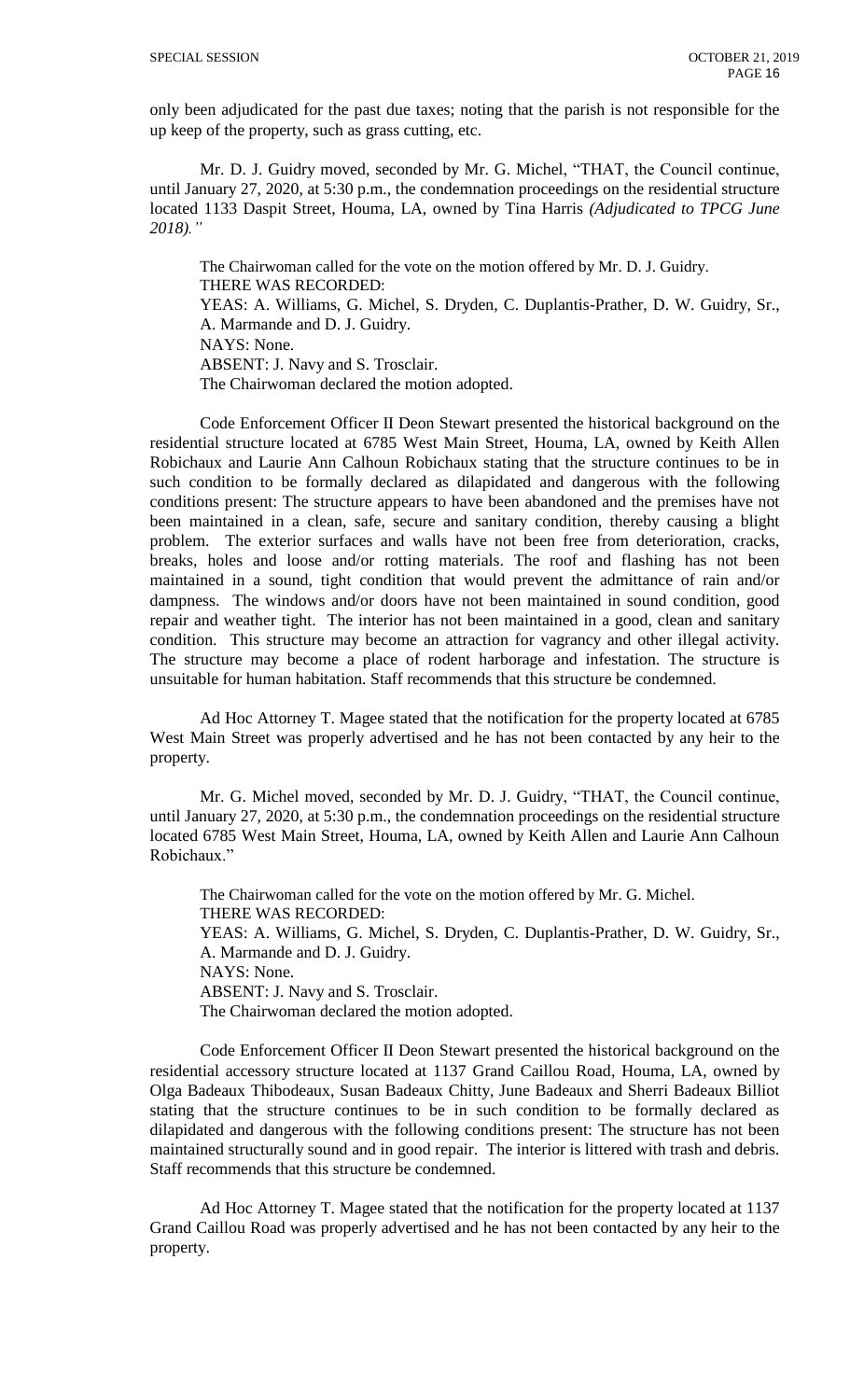only been adjudicated for the past due taxes; noting that the parish is not responsible for the up keep of the property, such as grass cutting, etc.

Mr. D. J. Guidry moved, seconded by Mr. G. Michel, "THAT, the Council continue, until January 27, 2020, at 5:30 p.m., the condemnation proceedings on the residential structure located 1133 Daspit Street, Houma, LA, owned by Tina Harris *(Adjudicated to TPCG June 2018).*"

The Chairwoman called for the vote on the motion offered by Mr. D. J. Guidry.
THERE WAS RECORDED:
YEAS: A. Williams, G. Michel, S. Dryden, C. Duplantis-Prather, D. W. Guidry, Sr., A. Marmande and D. J. Guidry.
NAYS: None.
ABSENT: J. Navy and S. Trosclair.
The Chairwoman declared the motion adopted.

Code Enforcement Officer II Deon Stewart presented the historical background on the residential structure located at 6785 West Main Street, Houma, LA, owned by Keith Allen Robichaux and Laurie Ann Calhoun Robichaux stating that the structure continues to be in such condition to be formally declared as dilapidated and dangerous with the following conditions present: The structure appears to have been abandoned and the premises have not been maintained in a clean, safe, secure and sanitary condition, thereby causing a blight problem. The exterior surfaces and walls have not been free from deterioration, cracks, breaks, holes and loose and/or rotting materials. The roof and flashing has not been maintained in a sound, tight condition that would prevent the admittance of rain and/or dampness. The windows and/or doors have not been maintained in sound condition, good repair and weather tight. The interior has not been maintained in a good, clean and sanitary condition. This structure may become an attraction for vagrancy and other illegal activity. The structure may become a place of rodent harborage and infestation. The structure is unsuitable for human habitation. Staff recommends that this structure be condemned.

Ad Hoc Attorney T. Magee stated that the notification for the property located at 6785 West Main Street was properly advertised and he has not been contacted by any heir to the property.

Mr. G. Michel moved, seconded by Mr. D. J. Guidry, "THAT, the Council continue, until January 27, 2020, at 5:30 p.m., the condemnation proceedings on the residential structure located 6785 West Main Street, Houma, LA, owned by Keith Allen and Laurie Ann Calhoun Robichaux."

The Chairwoman called for the vote on the motion offered by Mr. G. Michel.
THERE WAS RECORDED:
YEAS: A. Williams, G. Michel, S. Dryden, C. Duplantis-Prather, D. W. Guidry, Sr., A. Marmande and D. J. Guidry.
NAYS: None.
ABSENT: J. Navy and S. Trosclair.
The Chairwoman declared the motion adopted.

Code Enforcement Officer II Deon Stewart presented the historical background on the residential accessory structure located at 1137 Grand Caillou Road, Houma, LA, owned by Olga Badeaux Thibodeaux, Susan Badeaux Chitty, June Badeaux and Sherri Badeaux Billiot stating that the structure continues to be in such condition to be formally declared as dilapidated and dangerous with the following conditions present: The structure has not been maintained structurally sound and in good repair. The interior is littered with trash and debris. Staff recommends that this structure be condemned.

Ad Hoc Attorney T. Magee stated that the notification for the property located at 1137 Grand Caillou Road was properly advertised and he has not been contacted by any heir to the property.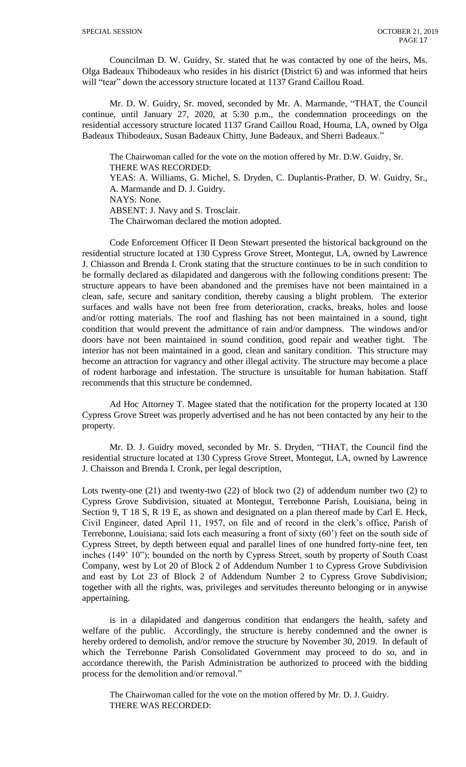Councilman D. W. Guidry, Sr. stated that he was contacted by one of the heirs, Ms. Olga Badeaux Thibodeaux who resides in his district (District 6) and was informed that heirs will "tear" down the accessory structure located at 1137 Grand Caillou Road.

Mr. D. W. Guidry, Sr. moved, seconded by Mr. A. Marmande, "THAT, the Council continue, until January 27, 2020, at 5:30 p.m., the condemnation proceedings on the residential accessory structure located 1137 Grand Caillou Road, Houma, LA, owned by Olga Badeaux Thibodeaux, Susan Badeaux Chitty, June Badeaux, and Sherri Badeaux."

The Chairwoman called for the vote on the motion offered by Mr. D.W. Guidry, Sr.
THERE WAS RECORDED:
YEAS: A. Williams, G. Michel, S. Dryden, C. Duplantis-Prather, D. W. Guidry, Sr., A. Marmande and D. J. Guidry.
NAYS: None.
ABSENT: J. Navy and S. Trosclair.
The Chairwoman declared the motion adopted.

Code Enforcement Officer II Deon Stewart presented the historical background on the residential structure located at 130 Cypress Grove Street, Montegut, LA, owned by Lawrence J. Chiasson and Brenda I. Cronk stating that the structure continues to be in such condition to be formally declared as dilapidated and dangerous with the following conditions present: The structure appears to have been abandoned and the premises have not been maintained in a clean, safe, secure and sanitary condition, thereby causing a blight problem. The exterior surfaces and walls have not been free from deterioration, cracks, breaks, holes and loose and/or rotting materials. The roof and flashing has not been maintained in a sound, tight condition that would prevent the admittance of rain and/or dampness. The windows and/or doors have not been maintained in sound condition, good repair and weather tight. The interior has not been maintained in a good, clean and sanitary condition. This structure may become an attraction for vagrancy and other illegal activity. The structure may become a place of rodent harborage and infestation. The structure is unsuitable for human habitation. Staff recommends that this structure be condemned.

Ad Hoc Attorney T. Magee stated that the notification for the property located at 130 Cypress Grove Street was properly advertised and he has not been contacted by any heir to the property.

Mr. D. J. Guidry moved, seconded by Mr. S. Dryden, "THAT, the Council find the residential structure located at 130 Cypress Grove Street, Montegut, LA, owned by Lawrence J. Chaisson and Brenda I. Cronk, per legal description,

Lots twenty-one (21) and twenty-two (22) of block two (2) of addendum number two (2) to Cypress Grove Subdivision, situated at Montegut, Terrebonne Parish, Louisiana, being in Section 9, T 18 S, R 19 E, as shown and designated on a plan thereof made by Carl E. Heck, Civil Engineer, dated April 11, 1957, on file and of record in the clerk's office, Parish of Terrebonne, Louisiana; said lots each measuring a front of sixty (60') feet on the south side of Cypress Street, by depth between equal and parallel lines of one hundred forty-nine feet, ten inches (149' 10"); bounded on the north by Cypress Street, south by property of South Coast Company, west by Lot 20 of Block 2 of Addendum Number 1 to Cypress Grove Subdivision and east by Lot 23 of Block 2 of Addendum Number 2 to Cypress Grove Subdivision; together with all the rights, was, privileges and servitudes thereunto belonging or in anywise appertaining.

is in a dilapidated and dangerous condition that endangers the health, safety and welfare of the public. Accordingly, the structure is hereby condemned and the owner is hereby ordered to demolish, and/or remove the structure by November 30, 2019. In default of which the Terrebonne Parish Consolidated Government may proceed to do so, and in accordance therewith, the Parish Administration be authorized to proceed with the bidding process for the demolition and/or removal."

The Chairwoman called for the vote on the motion offered by Mr. D. J. Guidry.
THERE WAS RECORDED: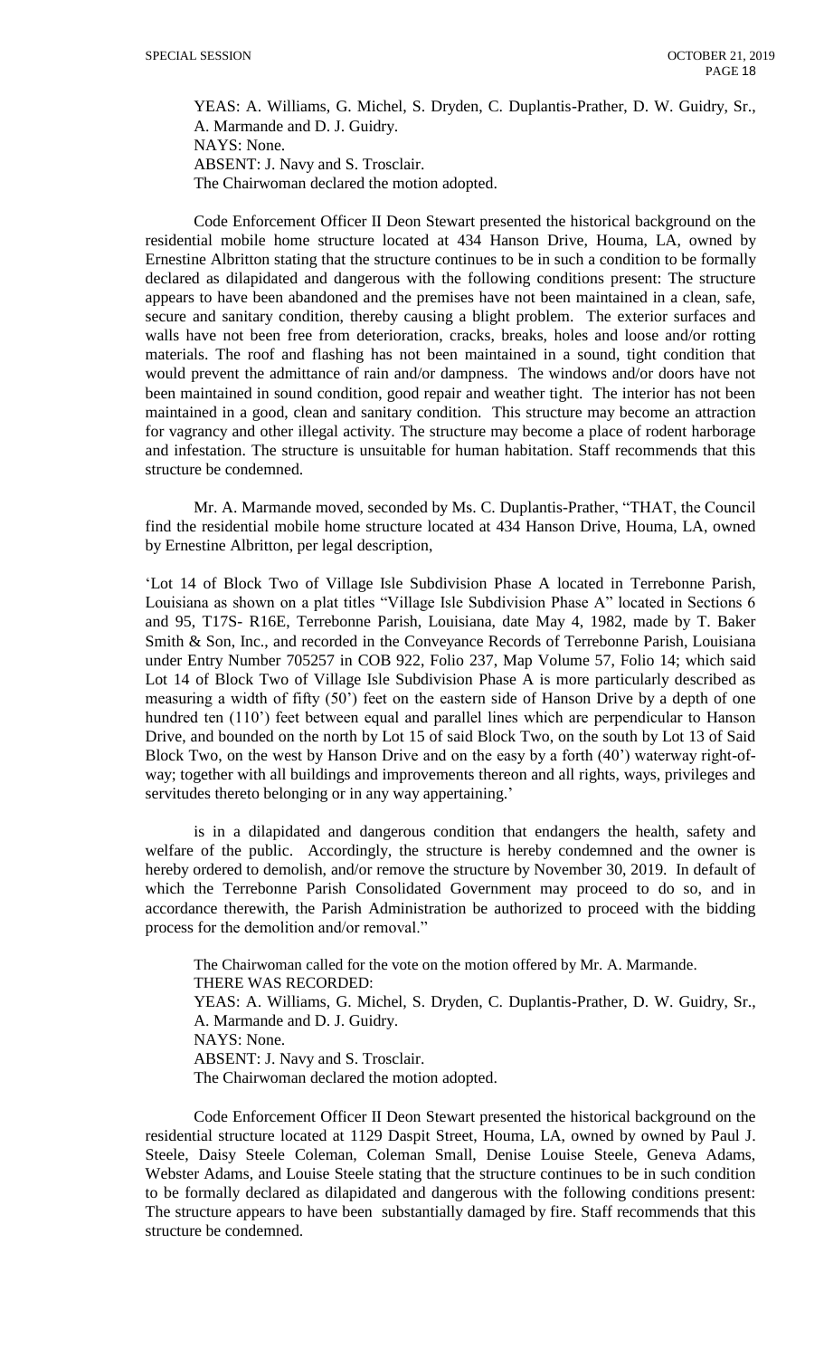YEAS: A. Williams, G. Michel, S. Dryden, C. Duplantis-Prather, D. W. Guidry, Sr., A. Marmande and D. J. Guidry.
NAYS: None.
ABSENT: J. Navy and S. Trosclair.
The Chairwoman declared the motion adopted.

Code Enforcement Officer II Deon Stewart presented the historical background on the residential mobile home structure located at 434 Hanson Drive, Houma, LA, owned by Ernestine Albritton stating that the structure continues to be in such a condition to be formally declared as dilapidated and dangerous with the following conditions present: The structure appears to have been abandoned and the premises have not been maintained in a clean, safe, secure and sanitary condition, thereby causing a blight problem. The exterior surfaces and walls have not been free from deterioration, cracks, breaks, holes and loose and/or rotting materials. The roof and flashing has not been maintained in a sound, tight condition that would prevent the admittance of rain and/or dampness. The windows and/or doors have not been maintained in sound condition, good repair and weather tight. The interior has not been maintained in a good, clean and sanitary condition. This structure may become an attraction for vagrancy and other illegal activity. The structure may become a place of rodent harborage and infestation. The structure is unsuitable for human habitation. Staff recommends that this structure be condemned.

Mr. A. Marmande moved, seconded by Ms. C. Duplantis-Prather, "THAT, the Council find the residential mobile home structure located at 434 Hanson Drive, Houma, LA, owned by Ernestine Albritton, per legal description,

'Lot 14 of Block Two of Village Isle Subdivision Phase A located in Terrebonne Parish, Louisiana as shown on a plat titles "Village Isle Subdivision Phase A" located in Sections 6 and 95, T17S- R16E, Terrebonne Parish, Louisiana, date May 4, 1982, made by T. Baker Smith & Son, Inc., and recorded in the Conveyance Records of Terrebonne Parish, Louisiana under Entry Number 705257 in COB 922, Folio 237, Map Volume 57, Folio 14; which said Lot 14 of Block Two of Village Isle Subdivision Phase A is more particularly described as measuring a width of fifty (50') feet on the eastern side of Hanson Drive by a depth of one hundred ten (110') feet between equal and parallel lines which are perpendicular to Hanson Drive, and bounded on the north by Lot 15 of said Block Two, on the south by Lot 13 of Said Block Two, on the west by Hanson Drive and on the easy by a forth (40') waterway right-of-way; together with all buildings and improvements thereon and all rights, ways, privileges and servitudes thereto belonging or in any way appertaining.'

is in a dilapidated and dangerous condition that endangers the health, safety and welfare of the public. Accordingly, the structure is hereby condemned and the owner is hereby ordered to demolish, and/or remove the structure by November 30, 2019. In default of which the Terrebonne Parish Consolidated Government may proceed to do so, and in accordance therewith, the Parish Administration be authorized to proceed with the bidding process for the demolition and/or removal."

The Chairwoman called for the vote on the motion offered by Mr. A. Marmande.
THERE WAS RECORDED:
YEAS: A. Williams, G. Michel, S. Dryden, C. Duplantis-Prather, D. W. Guidry, Sr., A. Marmande and D. J. Guidry.
NAYS: None.
ABSENT: J. Navy and S. Trosclair.
The Chairwoman declared the motion adopted.

Code Enforcement Officer II Deon Stewart presented the historical background on the residential structure located at 1129 Daspit Street, Houma, LA, owned by owned by Paul J. Steele, Daisy Steele Coleman, Coleman Small, Denise Louise Steele, Geneva Adams, Webster Adams, and Louise Steele stating that the structure continues to be in such condition to be formally declared as dilapidated and dangerous with the following conditions present: The structure appears to have been substantially damaged by fire. Staff recommends that this structure be condemned.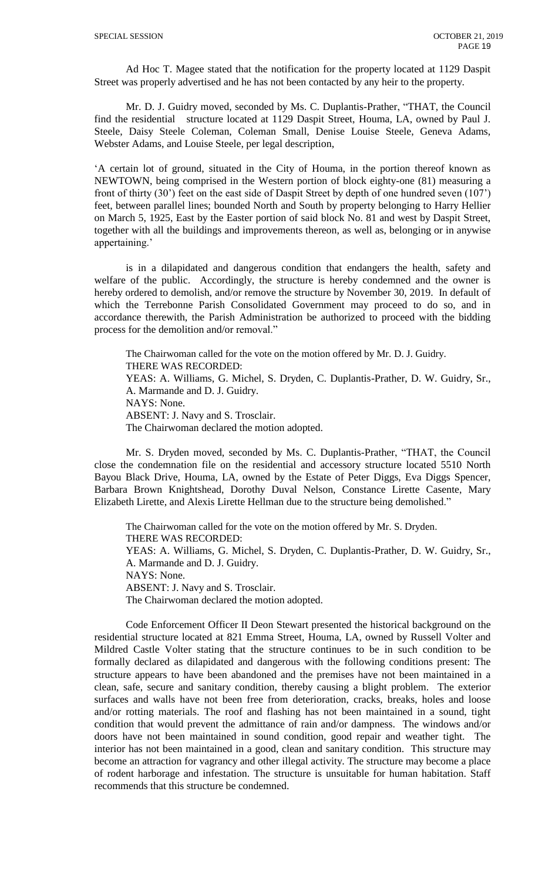Ad Hoc T. Magee stated that the notification for the property located at 1129 Daspit Street was properly advertised and he has not been contacted by any heir to the property.

Mr. D. J. Guidry moved, seconded by Ms. C. Duplantis-Prather, "THAT, the Council find the residential structure located at 1129 Daspit Street, Houma, LA, owned by Paul J. Steele, Daisy Steele Coleman, Coleman Small, Denise Louise Steele, Geneva Adams, Webster Adams, and Louise Steele, per legal description,

'A certain lot of ground, situated in the City of Houma, in the portion thereof known as NEWTOWN, being comprised in the Western portion of block eighty-one (81) measuring a front of thirty (30') feet on the east side of Daspit Street by depth of one hundred seven (107') feet, between parallel lines; bounded North and South by property belonging to Harry Hellier on March 5, 1925, East by the Easter portion of said block No. 81 and west by Daspit Street, together with all the buildings and improvements thereon, as well as, belonging or in anywise appertaining.'

is in a dilapidated and dangerous condition that endangers the health, safety and welfare of the public. Accordingly, the structure is hereby condemned and the owner is hereby ordered to demolish, and/or remove the structure by November 30, 2019. In default of which the Terrebonne Parish Consolidated Government may proceed to do so, and in accordance therewith, the Parish Administration be authorized to proceed with the bidding process for the demolition and/or removal."

The Chairwoman called for the vote on the motion offered by Mr. D. J. Guidry.
THERE WAS RECORDED:
YEAS: A. Williams, G. Michel, S. Dryden, C. Duplantis-Prather, D. W. Guidry, Sr., A. Marmande and D. J. Guidry.
NAYS: None.
ABSENT: J. Navy and S. Trosclair.
The Chairwoman declared the motion adopted.

Mr. S. Dryden moved, seconded by Ms. C. Duplantis-Prather, "THAT, the Council close the condemnation file on the residential and accessory structure located 5510 North Bayou Black Drive, Houma, LA, owned by the Estate of Peter Diggs, Eva Diggs Spencer, Barbara Brown Knightshead, Dorothy Duval Nelson, Constance Lirette Casente, Mary Elizabeth Lirette, and Alexis Lirette Hellman due to the structure being demolished."

The Chairwoman called for the vote on the motion offered by Mr. S. Dryden.
THERE WAS RECORDED:
YEAS: A. Williams, G. Michel, S. Dryden, C. Duplantis-Prather, D. W. Guidry, Sr., A. Marmande and D. J. Guidry.
NAYS: None.
ABSENT: J. Navy and S. Trosclair.
The Chairwoman declared the motion adopted.

Code Enforcement Officer II Deon Stewart presented the historical background on the residential structure located at 821 Emma Street, Houma, LA, owned by Russell Volter and Mildred Castle Volter stating that the structure continues to be in such condition to be formally declared as dilapidated and dangerous with the following conditions present: The structure appears to have been abandoned and the premises have not been maintained in a clean, safe, secure and sanitary condition, thereby causing a blight problem. The exterior surfaces and walls have not been free from deterioration, cracks, breaks, holes and loose and/or rotting materials. The roof and flashing has not been maintained in a sound, tight condition that would prevent the admittance of rain and/or dampness. The windows and/or doors have not been maintained in sound condition, good repair and weather tight. The interior has not been maintained in a good, clean and sanitary condition. This structure may become an attraction for vagrancy and other illegal activity. The structure may become a place of rodent harborage and infestation. The structure is unsuitable for human habitation. Staff recommends that this structure be condemned.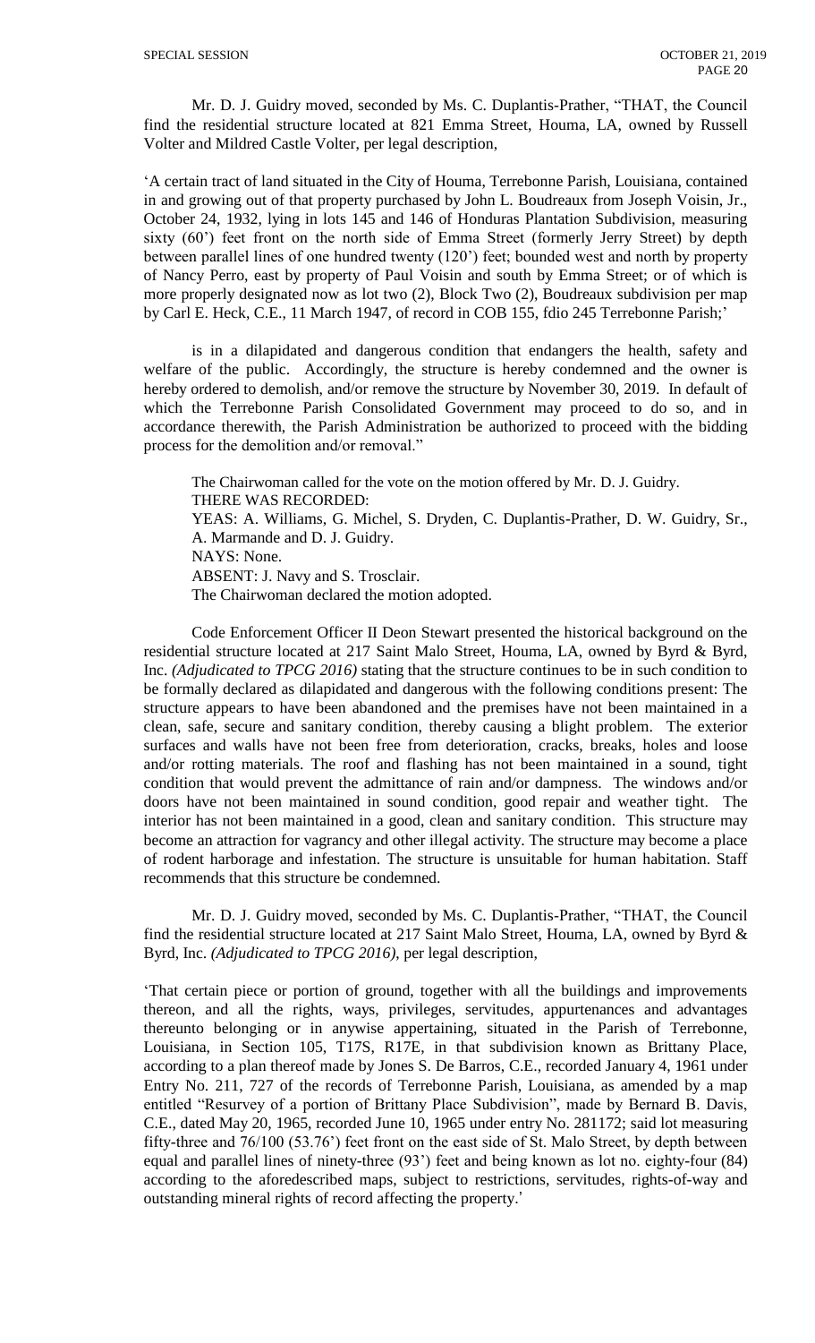Mr. D. J. Guidry moved, seconded by Ms. C. Duplantis-Prather, "THAT, the Council find the residential structure located at 821 Emma Street, Houma, LA, owned by Russell Volter and Mildred Castle Volter, per legal description,

'A certain tract of land situated in the City of Houma, Terrebonne Parish, Louisiana, contained in and growing out of that property purchased by John L. Boudreaux from Joseph Voisin, Jr., October 24, 1932, lying in lots 145 and 146 of Honduras Plantation Subdivision, measuring sixty (60') feet front on the north side of Emma Street (formerly Jerry Street) by depth between parallel lines of one hundred twenty (120') feet; bounded west and north by property of Nancy Perro, east by property of Paul Voisin and south by Emma Street; or of which is more properly designated now as lot two (2), Block Two (2), Boudreaux subdivision per map by Carl E. Heck, C.E., 11 March 1947, of record in COB 155, fdio 245 Terrebonne Parish;'

is in a dilapidated and dangerous condition that endangers the health, safety and welfare of the public. Accordingly, the structure is hereby condemned and the owner is hereby ordered to demolish, and/or remove the structure by November 30, 2019. In default of which the Terrebonne Parish Consolidated Government may proceed to do so, and in accordance therewith, the Parish Administration be authorized to proceed with the bidding process for the demolition and/or removal."

The Chairwoman called for the vote on the motion offered by Mr. D. J. Guidry.
THERE WAS RECORDED:
YEAS: A. Williams, G. Michel, S. Dryden, C. Duplantis-Prather, D. W. Guidry, Sr., A. Marmande and D. J. Guidry.
NAYS: None.
ABSENT: J. Navy and S. Trosclair.
The Chairwoman declared the motion adopted.

Code Enforcement Officer II Deon Stewart presented the historical background on the residential structure located at 217 Saint Malo Street, Houma, LA, owned by Byrd & Byrd, Inc. *(Adjudicated to TPCG 2016)* stating that the structure continues to be in such condition to be formally declared as dilapidated and dangerous with the following conditions present: The structure appears to have been abandoned and the premises have not been maintained in a clean, safe, secure and sanitary condition, thereby causing a blight problem. The exterior surfaces and walls have not been free from deterioration, cracks, breaks, holes and loose and/or rotting materials. The roof and flashing has not been maintained in a sound, tight condition that would prevent the admittance of rain and/or dampness. The windows and/or doors have not been maintained in sound condition, good repair and weather tight. The interior has not been maintained in a good, clean and sanitary condition. This structure may become an attraction for vagrancy and other illegal activity. The structure may become a place of rodent harborage and infestation. The structure is unsuitable for human habitation. Staff recommends that this structure be condemned.

Mr. D. J. Guidry moved, seconded by Ms. C. Duplantis-Prather, "THAT, the Council find the residential structure located at 217 Saint Malo Street, Houma, LA, owned by Byrd & Byrd, Inc. *(Adjudicated to TPCG 2016)*, per legal description,

'That certain piece or portion of ground, together with all the buildings and improvements thereon, and all the rights, ways, privileges, servitudes, appurtenances and advantages thereunto belonging or in anywise appertaining, situated in the Parish of Terrebonne, Louisiana, in Section 105, T17S, R17E, in that subdivision known as Brittany Place, according to a plan thereof made by Jones S. De Barros, C.E., recorded January 4, 1961 under Entry No. 211, 727 of the records of Terrebonne Parish, Louisiana, as amended by a map entitled "Resurvey of a portion of Brittany Place Subdivision", made by Bernard B. Davis, C.E., dated May 20, 1965, recorded June 10, 1965 under entry No. 281172; said lot measuring fifty-three and 76/100 (53.76') feet front on the east side of St. Malo Street, by depth between equal and parallel lines of ninety-three (93') feet and being known as lot no. eighty-four (84) according to the aforedescribed maps, subject to restrictions, servitudes, rights-of-way and outstanding mineral rights of record affecting the property.'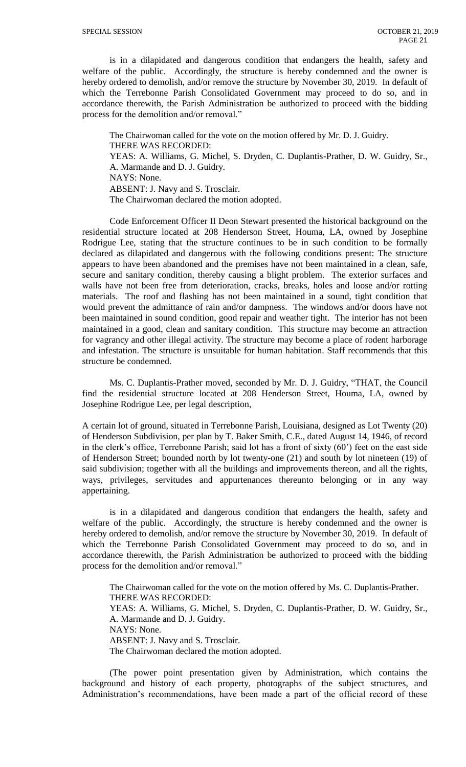is in a dilapidated and dangerous condition that endangers the health, safety and welfare of the public. Accordingly, the structure is hereby condemned and the owner is hereby ordered to demolish, and/or remove the structure by November 30, 2019. In default of which the Terrebonne Parish Consolidated Government may proceed to do so, and in accordance therewith, the Parish Administration be authorized to proceed with the bidding process for the demolition and/or removal."

The Chairwoman called for the vote on the motion offered by Mr. D. J. Guidry.
THERE WAS RECORDED:
YEAS: A. Williams, G. Michel, S. Dryden, C. Duplantis-Prather, D. W. Guidry, Sr., A. Marmande and D. J. Guidry.
NAYS: None.
ABSENT: J. Navy and S. Trosclair.
The Chairwoman declared the motion adopted.

Code Enforcement Officer II Deon Stewart presented the historical background on the residential structure located at 208 Henderson Street, Houma, LA, owned by Josephine Rodrigue Lee, stating that the structure continues to be in such condition to be formally declared as dilapidated and dangerous with the following conditions present: The structure appears to have been abandoned and the premises have not been maintained in a clean, safe, secure and sanitary condition, thereby causing a blight problem. The exterior surfaces and walls have not been free from deterioration, cracks, breaks, holes and loose and/or rotting materials. The roof and flashing has not been maintained in a sound, tight condition that would prevent the admittance of rain and/or dampness. The windows and/or doors have not been maintained in sound condition, good repair and weather tight. The interior has not been maintained in a good, clean and sanitary condition. This structure may become an attraction for vagrancy and other illegal activity. The structure may become a place of rodent harborage and infestation. The structure is unsuitable for human habitation. Staff recommends that this structure be condemned.

Ms. C. Duplantis-Prather moved, seconded by Mr. D. J. Guidry, "THAT, the Council find the residential structure located at 208 Henderson Street, Houma, LA, owned by Josephine Rodrigue Lee, per legal description,

A certain lot of ground, situated in Terrebonne Parish, Louisiana, designed as Lot Twenty (20) of Henderson Subdivision, per plan by T. Baker Smith, C.E., dated August 14, 1946, of record in the clerk's office, Terrebonne Parish; said lot has a front of sixty (60') feet on the east side of Henderson Street; bounded north by lot twenty-one (21) and south by lot nineteen (19) of said subdivision; together with all the buildings and improvements thereon, and all the rights, ways, privileges, servitudes and appurtenances thereunto belonging or in any way appertaining.

is in a dilapidated and dangerous condition that endangers the health, safety and welfare of the public. Accordingly, the structure is hereby condemned and the owner is hereby ordered to demolish, and/or remove the structure by November 30, 2019. In default of which the Terrebonne Parish Consolidated Government may proceed to do so, and in accordance therewith, the Parish Administration be authorized to proceed with the bidding process for the demolition and/or removal."

The Chairwoman called for the vote on the motion offered by Ms. C. Duplantis-Prather.
THERE WAS RECORDED:
YEAS: A. Williams, G. Michel, S. Dryden, C. Duplantis-Prather, D. W. Guidry, Sr., A. Marmande and D. J. Guidry.
NAYS: None.
ABSENT: J. Navy and S. Trosclair.
The Chairwoman declared the motion adopted.

(The power point presentation given by Administration, which contains the background and history of each property, photographs of the subject structures, and Administration's recommendations, have been made a part of the official record of these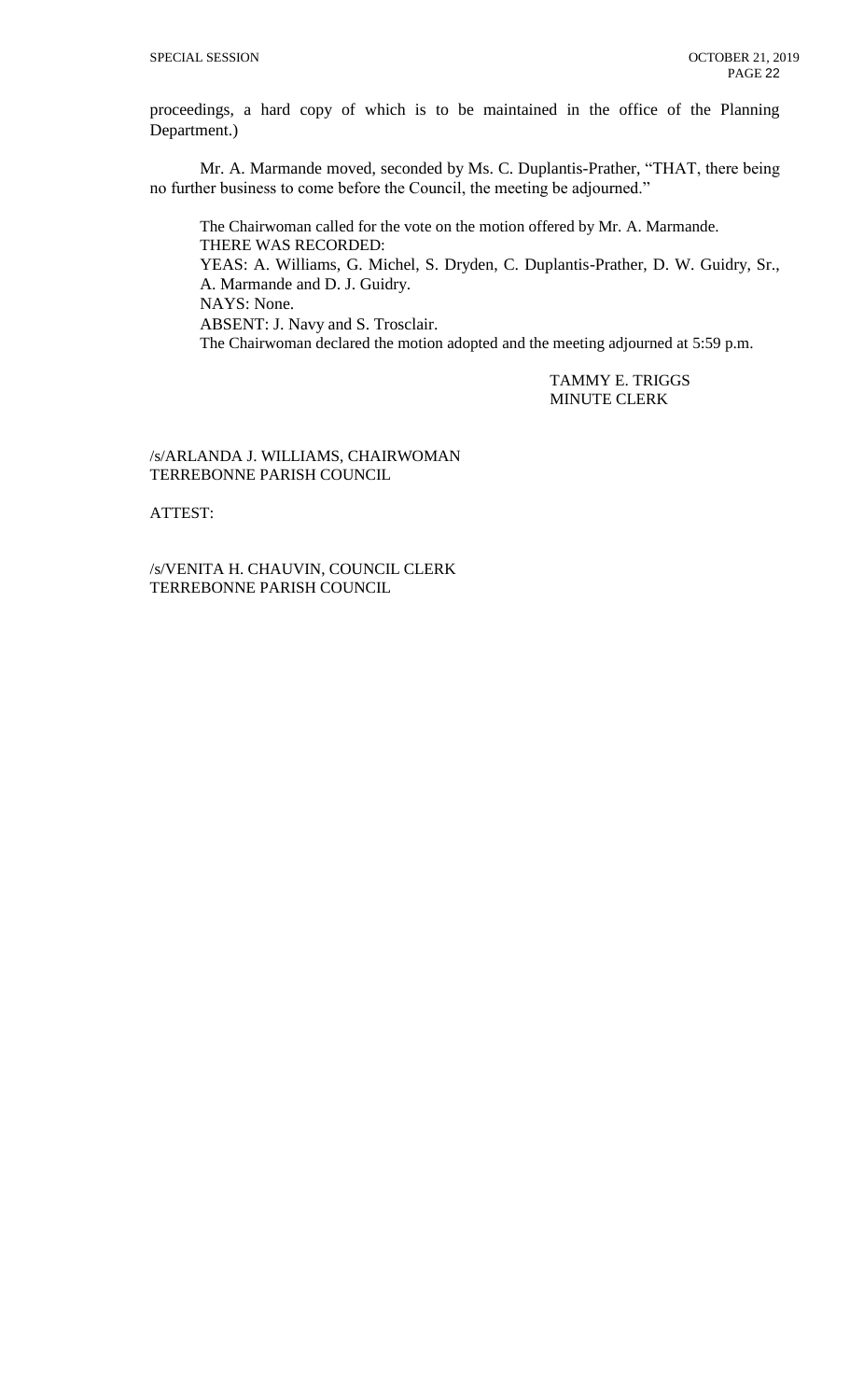proceedings, a hard copy of which is to be maintained in the office of the Planning Department.)

Mr. A. Marmande moved, seconded by Ms. C. Duplantis-Prather, "THAT, there being no further business to come before the Council, the meeting be adjourned."

The Chairwoman called for the vote on the motion offered by Mr. A. Marmande.
THERE WAS RECORDED:
YEAS: A. Williams, G. Michel, S. Dryden, C. Duplantis-Prather, D. W. Guidry, Sr., A. Marmande and D. J. Guidry.
NAYS: None.
ABSENT: J. Navy and S. Trosclair.
The Chairwoman declared the motion adopted and the meeting adjourned at 5:59 p.m.

TAMMY E. TRIGGS
MINUTE CLERK

/s/ARLANDA J. WILLIAMS, CHAIRWOMAN
TERREBONNE PARISH COUNCIL

ATTEST:

/s/VENITA H. CHAUVIN, COUNCIL CLERK
TERREBONNE PARISH COUNCIL